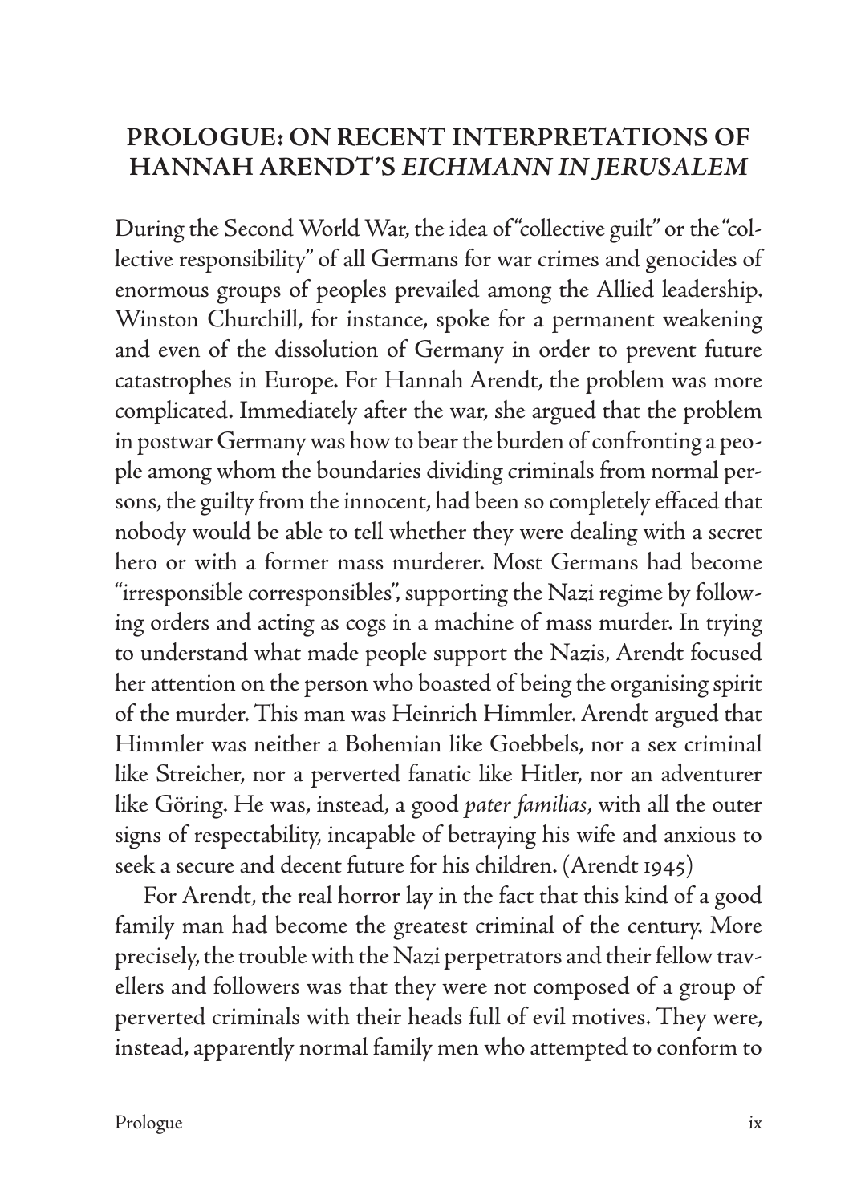# PROLOGUE: ON RECENT INTERPRETATIONS OF HANNAH ARENDT'S *EICHMANN IN JERUSALEM*

During the Second World War, the idea of "collective guilt" or the "collective responsibility" of all Germans for war crimes and genocides of enormous groups of peoples prevailed among the Allied leadership. Winston Churchill, for instance, spoke for a permanent weakening and even of the dissolution of Germany in order to prevent future catastrophes in Europe. For Hannah Arendt, the problem was more complicated. Immediately after the war, she argued that the problem in postwar Germany was how to bear the burden of confronting a people among whom the boundaries dividing criminals from normal persons, the guilty from the innocent, had been so completely effaced that nobody would be able to tell whether they were dealing with a secret hero or with a former mass murderer. Most Germans had become "irresponsible coresponsibles", supporting the Nazi regime by following orders and acting as cogs in a machine of mass murder. In trying to understand what made people support the Nazis, Arendt focused her attention on the person who boasted of being the organising spirit of the murder. This man was Heinrich Himmler. Arendt argued that Himmler was neither a Bohemian like Goebbels, nor a sex criminal like Streicher, nor a perverted fanatic like Hitler, nor an adventurer like Göring. He was, instead, a good *pater familias*, with all the outer signs of respectability, incapable of betraying his wife and anxious to seek a secure and decent future for his children. (Arendt 1945)

For Arendt, the real horror lay in the fact that this kind of a good family man had become the greatest criminal of the century. More precisely, the trouble with the Nazi perpetrators and their fellow travellers and followers was that they were not composed of a group of perverted criminals with their heads full of evil motives. They were, instead, apparently normal family men who attempted to conform to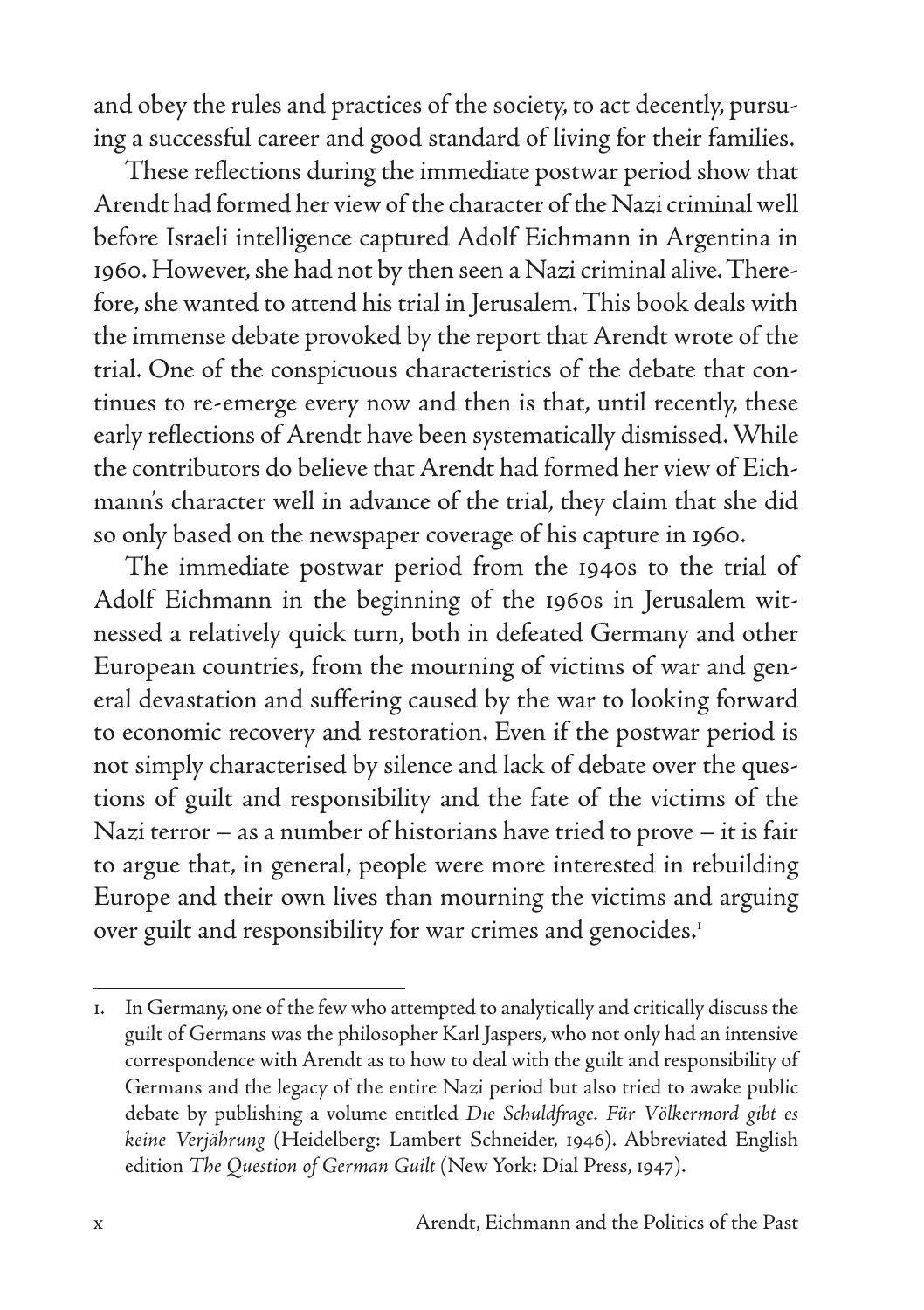and obey the rules and practices of the society, to act decently, pursuing a successful career and good standard of living for their families.

These reflections during the immediate postwar period show that Arendt had formed her view of the character of the Nazi criminal well before Israeli intelligence captured Adolf Eichmann in Argentina in 1960. However, she had not by then seen a Nazi criminal alive. Therefore, she wanted to attend his trial in Jerusalem. This book deals with the immense debate provoked by the report that Arendt wrote of the trial. One of the conspicuous characteristics of the debate that continues to re-emerge every now and then is that, until recently, these early reflections of Arendt have been systematically dismissed. While the contributors do believe that Arendt had formed her view of Eichmann's character well in advance of the trial, they claim that she did so only based on the newspaper coverage of his capture in 1960.

The immediate postwar period from the 1940s to the trial of Adolf Eichmann in the beginning of the 1960s in Jerusalem witnessed a relatively quick turn, both in defeated Germany and other European countries, from the mourning of victims of war and general devastation and suffering caused by the war to looking forward to economic recovery and restoration. Even if the postwar period is not simply characterised by silence and lack of debate over the questions of guilt and responsibility and the fate of the victims of the Nazi terror – as a number of historians have tried to prove – it is fair to argue that, in general, people were more interested in rebuilding Europe and their own lives than mourning the victims and arguing over guilt and responsibility for war crimes and genocides.[1]

---

1. In Germany, one of the few who attempted to analytically and critically discuss the guilt of Germans was the philosopher Karl Jaspers, who not only had an intensive correspondence with Arendt as to how to deal with the guilt and responsibility of Germans and the legacy of the entire Nazi period but also tried to awake public debate by publishing a volume entitled *Die Schuldfrage. Für Völkermord gibt es keine Verjährung* (Heidelberg: Lambert Schneider, 1946). Abbreviated English edition *The Question of German Guilt* (New York: Dial Press, 1947).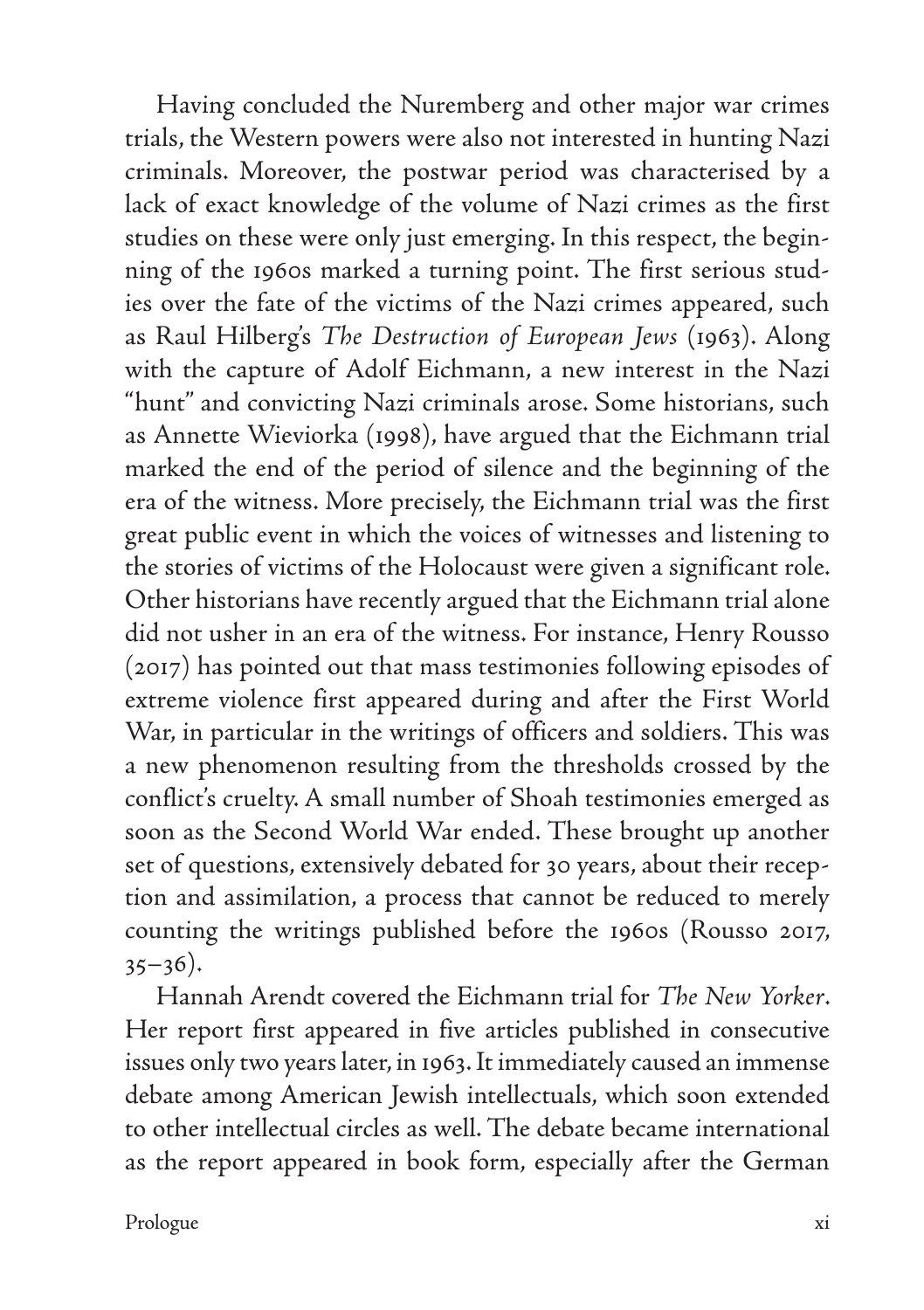Having concluded the Nuremberg and other major war crimes trials, the Western powers were also not interested in hunting Nazi criminals. Moreover, the postwar period was characterised by a lack of exact knowledge of the volume of Nazi crimes as the first studies on these were only just emerging. In this respect, the beginning of the 1960s marked a turning point. The first serious studies over the fate of the victims of the Nazi crimes appeared, such as Raul Hilberg's *The Destruction of European Jews* (1963). Along with the capture of Adolf Eichmann, a new interest in the Nazi "hunt" and convicting Nazi criminals arose. Some historians, such as Annette Wieviorka (1998), have argued that the Eichmann trial marked the end of the period of silence and the beginning of the era of the witness. More precisely, the Eichmann trial was the first great public event in which the voices of witnesses and listening to the stories of victims of the Holocaust were given a significant role. Other historians have recently argued that the Eichmann trial alone did not usher in an era of the witness. For instance, Henry Rousso (2017) has pointed out that mass testimonies following episodes of extreme violence first appeared during and after the First World War, in particular in the writings of officers and soldiers. This was a new phenomenon resulting from the thresholds crossed by the conflict's cruelty. A small number of Shoah testimonies emerged as soon as the Second World War ended. These brought up another set of questions, extensively debated for 30 years, about their reception and assimilation, a process that cannot be reduced to merely counting the writings published before the 1960s (Rousso 2017, 35–36).

Hannah Arendt covered the Eichmann trial for *The New Yorker*. Her report first appeared in five articles published in consecutive issues only two years later, in 1963. It immediately caused an immense debate among American Jewish intellectuals, which soon extended to other intellectual circles as well. The debate became international as the report appeared in book form, especially after the German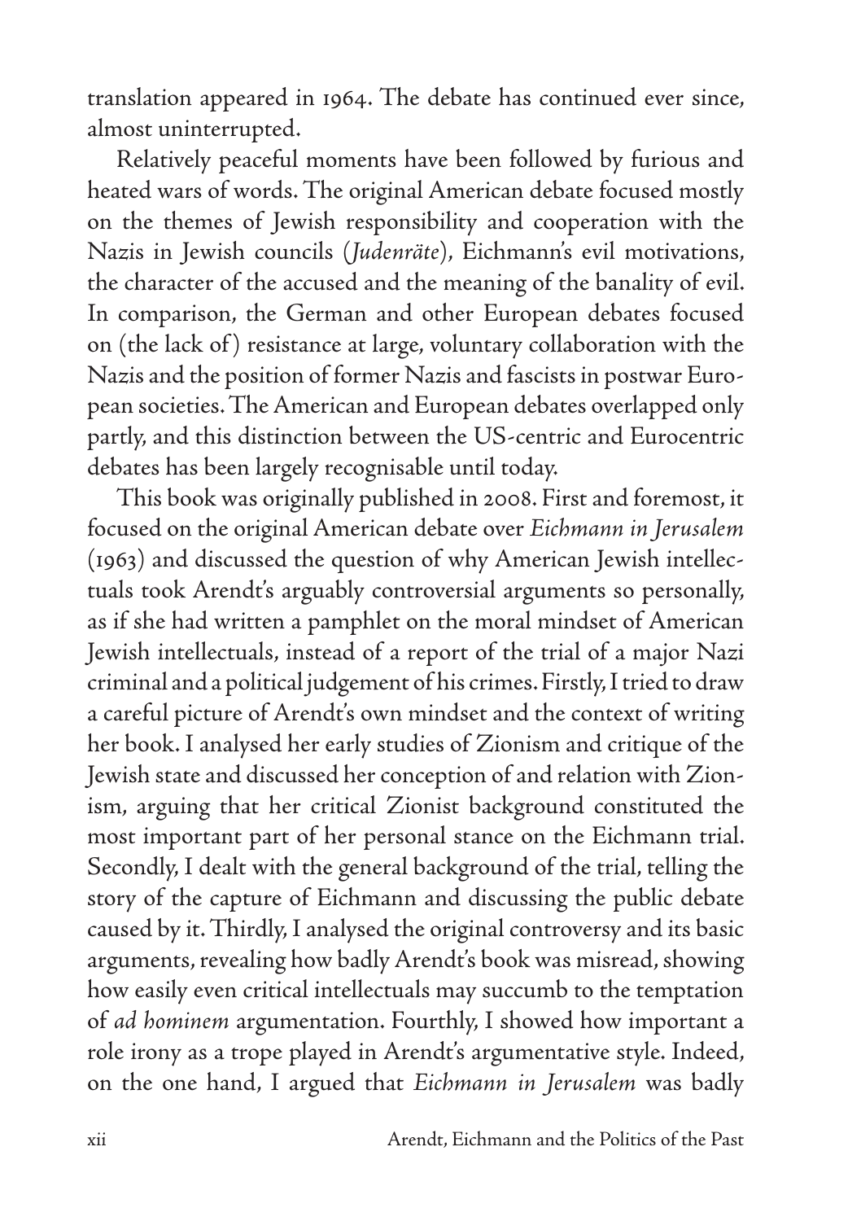translation appeared in 1964. The debate has continued ever since, almost uninterrupted.

Relatively peaceful moments have been followed by furious and heated wars of words. The original American debate focused mostly on the themes of Jewish responsibility and cooperation with the Nazis in Jewish councils (*Judenräte*), Eichmann's evil motivations, the character of the accused and the meaning of the banality of evil. In comparison, the German and other European debates focused on (the lack of) resistance at large, voluntary collaboration with the Nazis and the position of former Nazis and fascists in postwar European societies. The American and European debates overlapped only partly, and this distinction between the US-centric and Eurocentric debates has been largely recognisable until today.

This book was originally published in 2008. First and foremost, it focused on the original American debate over *Eichmann in Jerusalem* (1963) and discussed the question of why American Jewish intellectuals took Arendt's arguably controversial arguments so personally, as if she had written a pamphlet on the moral mindset of American Jewish intellectuals, instead of a report of the trial of a major Nazi criminal and a political judgement of his crimes. Firstly, I tried to draw a careful picture of Arendt's own mindset and the context of writing her book. I analysed her early studies of Zionism and critique of the Jewish state and discussed her conception of and relation with Zionism, arguing that her critical Zionist background constituted the most important part of her personal stance on the Eichmann trial. Secondly, I dealt with the general background of the trial, telling the story of the capture of Eichmann and discussing the public debate caused by it. Thirdly, I analysed the original controversy and its basic arguments, revealing how badly Arendt's book was misread, showing how easily even critical intellectuals may succumb to the temptation of *ad hominem* argumentation. Fourthly, I showed how important a role irony as a trope played in Arendt's argumentative style. Indeed, on the one hand, I argued that *Eichmann in Jerusalem* was badly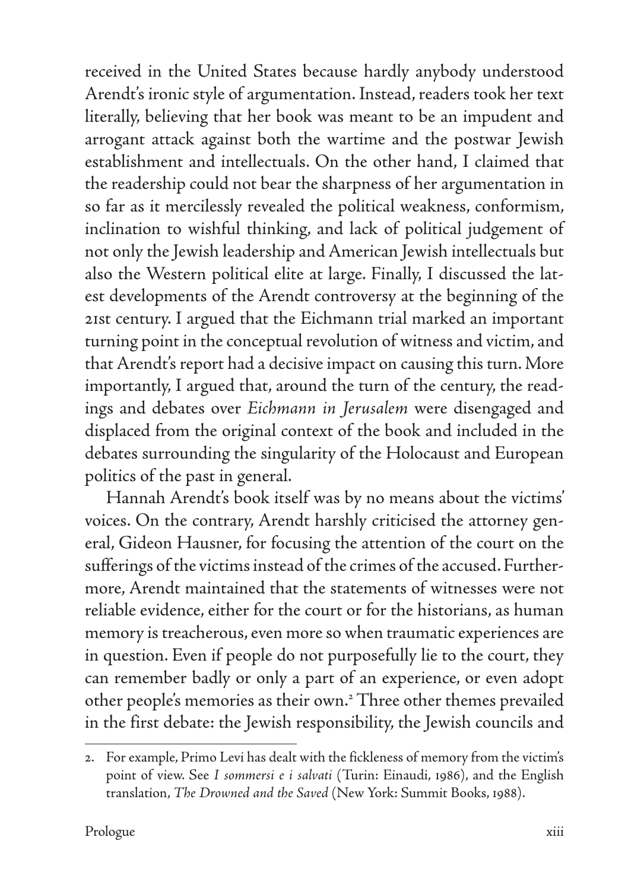received in the United States because hardly anybody understood Arendt's ironic style of argumentation. Instead, readers took her text literally, believing that her book was meant to be an impudent and arrogant attack against both the wartime and the postwar Jewish establishment and intellectuals. On the other hand, I claimed that the readership could not bear the sharpness of her argumentation in so far as it mercilessly revealed the political weakness, conformism, inclination to wishful thinking, and lack of political judgement of not only the Jewish leadership and American Jewish intellectuals but also the Western political elite at large. Finally, I discussed the latest developments of the Arendt controversy at the beginning of the 21st century. I argued that the Eichmann trial marked an important turning point in the conceptual revolution of witness and victim, and that Arendt's report had a decisive impact on causing this turn. More importantly, I argued that, around the turn of the century, the readings and debates over *Eichmann in Jerusalem* were disengaged and displaced from the original context of the book and included in the debates surrounding the singularity of the Holocaust and European politics of the past in general.

Hannah Arendt's book itself was by no means about the victims' voices. On the contrary, Arendt harshly criticised the attorney general, Gideon Hausner, for focusing the attention of the court on the sufferings of the victims instead of the crimes of the accused. Furthermore, Arendt maintained that the statements of witnesses were not reliable evidence, either for the court or for the historians, as human memory is treacherous, even more so when traumatic experiences are in question. Even if people do not purposefully lie to the court, they can remember badly or only a part of an experience, or even adopt other people's memories as their own.[2] Three other themes prevailed in the first debate: the Jewish responsibility, the Jewish councils and

---

2. For example, Primo Levi has dealt with the fickleness of memory from the victim's point of view. See *I sommersi e i salvati* (Turin: Einaudi, 1986), and the English translation, *The Drowned and the Saved* (New York: Summit Books, 1988).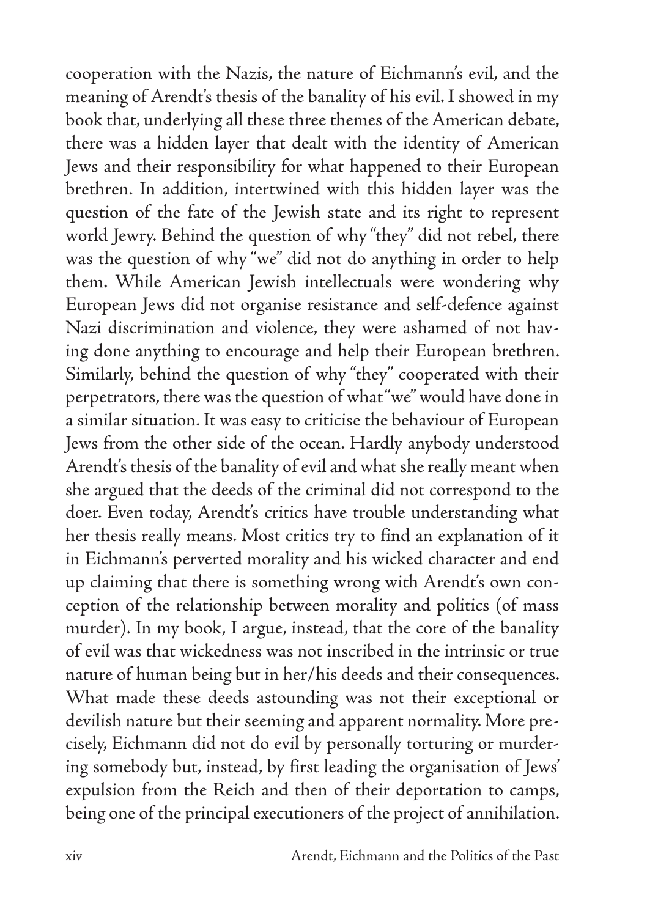cooperation with the Nazis, the nature of Eichmann's evil, and the meaning of Arendt's thesis of the banality of his evil. I showed in my book that, underlying all these three themes of the American debate, there was a hidden layer that dealt with the identity of American Jews and their responsibility for what happened to their European brethren. In addition, intertwined with this hidden layer was the question of the fate of the Jewish state and its right to represent world Jewry. Behind the question of why "they" did not rebel, there was the question of why "we" did not do anything in order to help them. While American Jewish intellectuals were wondering why European Jews did not organise resistance and self-defence against Nazi discrimination and violence, they were ashamed of not having done anything to encourage and help their European brethren. Similarly, behind the question of why "they" cooperated with their perpetrators, there was the question of what "we" would have done in a similar situation. It was easy to criticise the behaviour of European Jews from the other side of the ocean. Hardly anybody understood Arendt's thesis of the banality of evil and what she really meant when she argued that the deeds of the criminal did not correspond to the doer. Even today, Arendt's critics have trouble understanding what her thesis really means. Most critics try to find an explanation of it in Eichmann's perverted morality and his wicked character and end up claiming that there is something wrong with Arendt's own conception of the relationship between morality and politics (of mass murder). In my book, I argue, instead, that the core of the banality of evil was that wickedness was not inscribed in the intrinsic or true nature of human being but in her/his deeds and their consequences. What made these deeds astounding was not their exceptional or devilish nature but their seeming and apparent normality. More precisely, Eichmann did not do evil by personally torturing or murdering somebody but, instead, by first leading the organisation of Jews' expulsion from the Reich and then of their deportation to camps, being one of the principal executioners of the project of annihilation.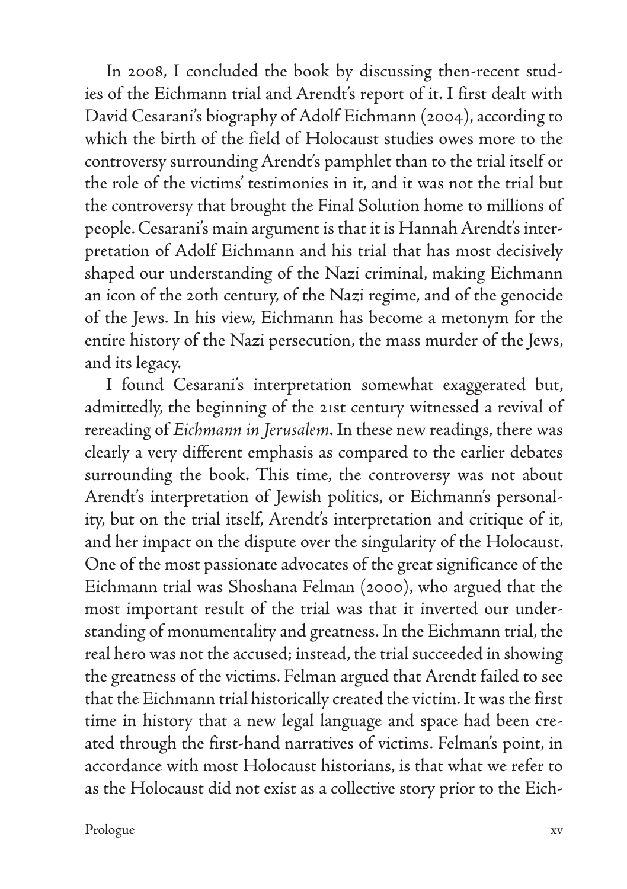In 2008, I concluded the book by discussing then-recent studies of the Eichmann trial and Arendt's report of it. I first dealt with David Cesarani's biography of Adolf Eichmann (2004), according to which the birth of the field of Holocaust studies owes more to the controversy surrounding Arendt's pamphlet than to the trial itself or the role of the victims' testimonies in it, and it was not the trial but the controversy that brought the Final Solution home to millions of people. Cesarani's main argument is that it is Hannah Arendt's interpretation of Adolf Eichmann and his trial that has most decisively shaped our understanding of the Nazi criminal, making Eichmann an icon of the 20th century, of the Nazi regime, and of the genocide of the Jews. In his view, Eichmann has become a metonym for the entire history of the Nazi persecution, the mass murder of the Jews, and its legacy.

I found Cesarani's interpretation somewhat exaggerated but, admittedly, the beginning of the 21st century witnessed a revival of rereading of *Eichmann in Jerusalem*. In these new readings, there was clearly a very different emphasis as compared to the earlier debates surrounding the book. This time, the controversy was not about Arendt's interpretation of Jewish politics, or Eichmann's personality, but on the trial itself, Arendt's interpretation and critique of it, and her impact on the dispute over the singularity of the Holocaust. One of the most passionate advocates of the great significance of the Eichmann trial was Shoshana Felman (2000), who argued that the most important result of the trial was that it inverted our understanding of monumentality and greatness. In the Eichmann trial, the real hero was not the accused; instead, the trial succeeded in showing the greatness of the victims. Felman argued that Arendt failed to see that the Eichmann trial historically created the victim. It was the first time in history that a new legal language and space had been created through the first-hand narratives of victims. Felman's point, in accordance with most Holocaust historians, is that what we refer to as the Holocaust did not exist as a collective story prior to the Eich-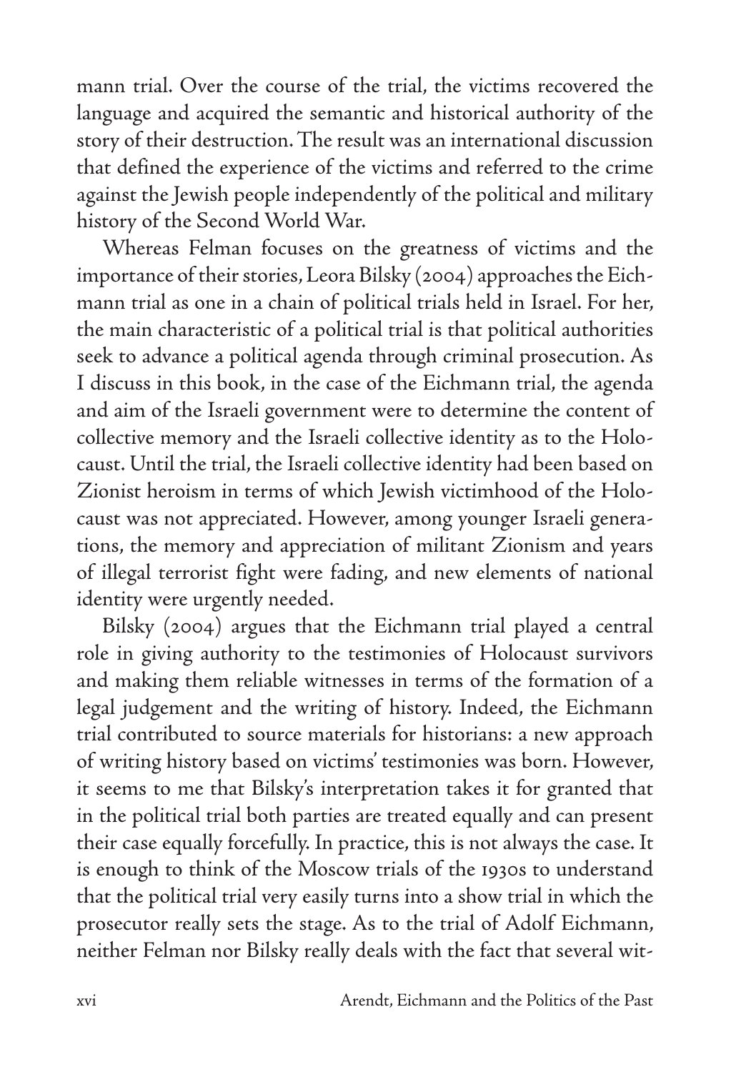mann trial. Over the course of the trial, the victims recovered the language and acquired the semantic and historical authority of the story of their destruction. The result was an international discussion that defined the experience of the victims and referred to the crime against the Jewish people independently of the political and military history of the Second World War.

Whereas Felman focuses on the greatness of victims and the importance of their stories, Leora Bilsky (2004) approaches the Eichmann trial as one in a chain of political trials held in Israel. For her, the main characteristic of a political trial is that political authorities seek to advance a political agenda through criminal prosecution. As I discuss in this book, in the case of the Eichmann trial, the agenda and aim of the Israeli government were to determine the content of collective memory and the Israeli collective identity as to the Holocaust. Until the trial, the Israeli collective identity had been based on Zionist heroism in terms of which Jewish victimhood of the Holocaust was not appreciated. However, among younger Israeli generations, the memory and appreciation of militant Zionism and years of illegal terrorist fight were fading, and new elements of national identity were urgently needed.

Bilsky (2004) argues that the Eichmann trial played a central role in giving authority to the testimonies of Holocaust survivors and making them reliable witnesses in terms of the formation of a legal judgement and the writing of history. Indeed, the Eichmann trial contributed to source materials for historians: a new approach of writing history based on victims' testimonies was born. However, it seems to me that Bilsky's interpretation takes it for granted that in the political trial both parties are treated equally and can present their case equally forcefully. In practice, this is not always the case. It is enough to think of the Moscow trials of the 1930s to understand that the political trial very easily turns into a show trial in which the prosecutor really sets the stage. As to the trial of Adolf Eichmann, neither Felman nor Bilsky really deals with the fact that several wit-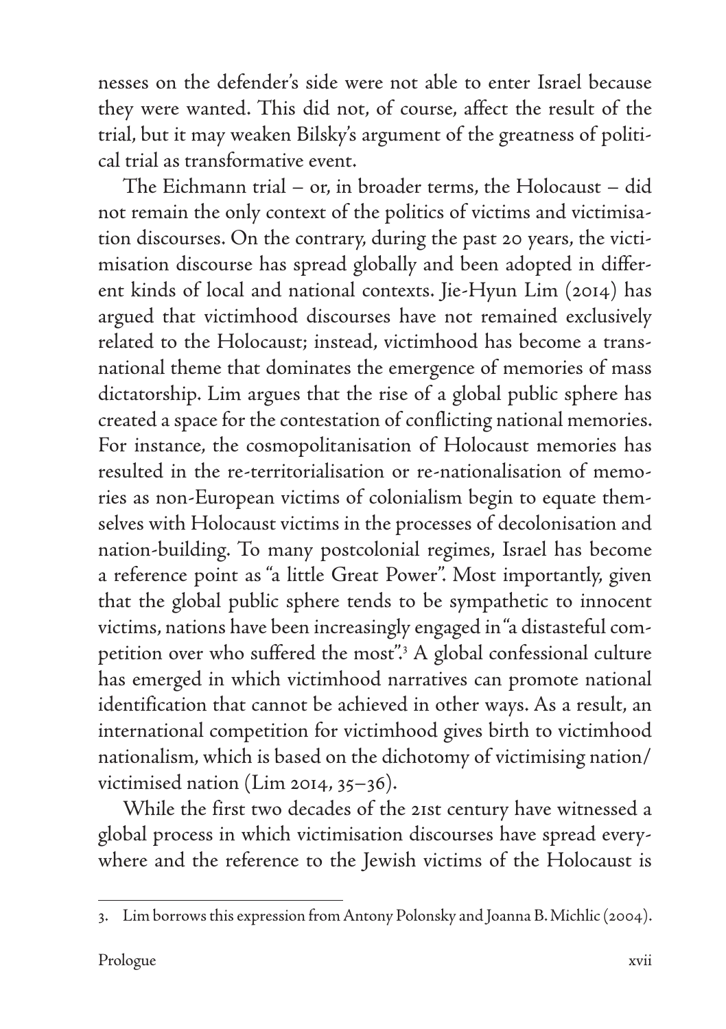nesses on the defender's side were not able to enter Israel because they were wanted. This did not, of course, affect the result of the trial, but it may weaken Bilsky's argument of the greatness of political trial as transformative event.

The Eichmann trial – or, in broader terms, the Holocaust – did not remain the only context of the politics of victims and victimisation discourses. On the contrary, during the past 20 years, the victimisation discourse has spread globally and been adopted in different kinds of local and national contexts. Jie-Hyun Lim (2014) has argued that victimhood discourses have not remained exclusively related to the Holocaust; instead, victimhood has become a transnational theme that dominates the emergence of memories of mass dictatorship. Lim argues that the rise of a global public sphere has created a space for the contestation of conflicting national memories. For instance, the cosmopolitanisation of Holocaust memories has resulted in the re-territorialisation or re-nationalisation of memories as non-European victims of colonialism begin to equate themselves with Holocaust victims in the processes of decolonisation and nation-building. To many postcolonial regimes, Israel has become a reference point as "a little Great Power". Most importantly, given that the global public sphere tends to be sympathetic to innocent victims, nations have been increasingly engaged in "a distasteful competition over who suffered the most".[3] A global confessional culture has emerged in which victimhood narratives can promote national identification that cannot be achieved in other ways. As a result, an international competition for victimhood gives birth to victimhood nationalism, which is based on the dichotomy of victimising nation/victimised nation (Lim 2014, 35–36).

While the first two decades of the 21st century have witnessed a global process in which victimisation discourses have spread everywhere and the reference to the Jewish victims of the Holocaust is

---

3. Lim borrows this expression from Antony Polonsky and Joanna B. Michlic (2004).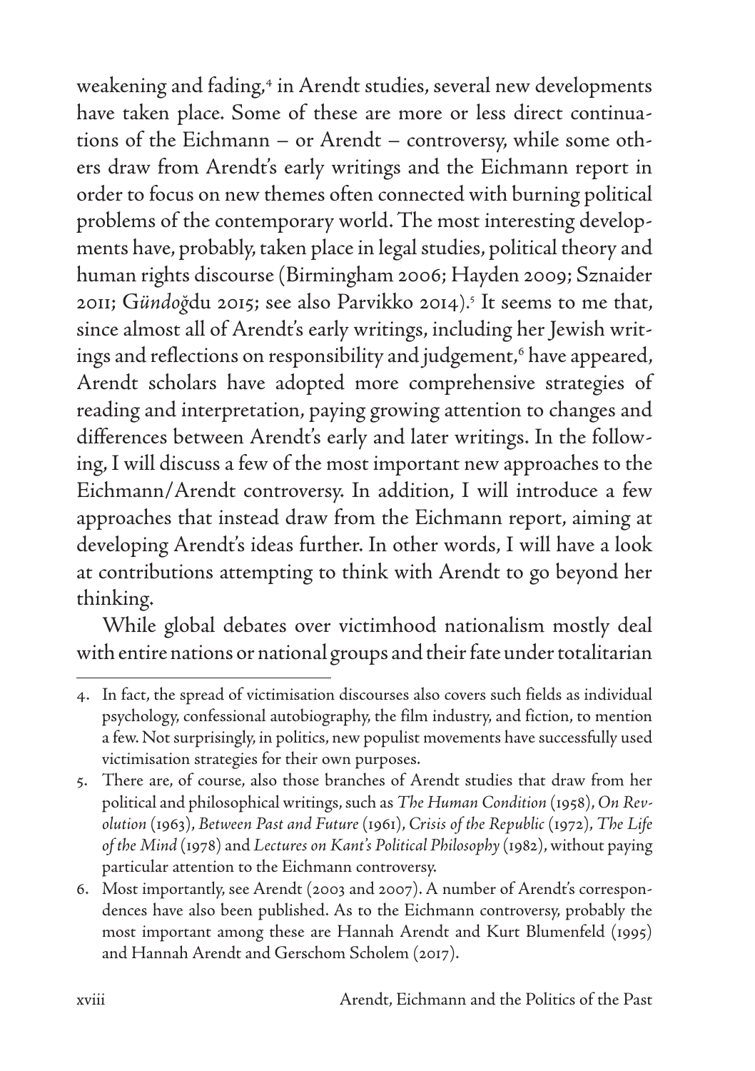weakening and fading,[4] in Arendt studies, several new developments have taken place. Some of these are more or less direct continuations of the Eichmann – or Arendt – controversy, while some others draw from Arendt's early writings and the Eichmann report in order to focus on new themes often connected with burning political problems of the contemporary world. The most interesting developments have, probably, taken place in legal studies, political theory and human rights discourse (Birmingham 2006; Hayden 2009; Sznaider 2011; G*ündoğ*du 2015; see also Parvikko 2014).[5] It seems to me that, since almost all of Arendt's early writings, including her Jewish writings and reflections on responsibility and judgement,[6] have appeared, Arendt scholars have adopted more comprehensive strategies of reading and interpretation, paying growing attention to changes and differences between Arendt's early and later writings. In the following, I will discuss a few of the most important new approaches to the Eichmann/Arendt controversy. In addition, I will introduce a few approaches that instead draw from the Eichmann report, aiming at developing Arendt's ideas further. In other words, I will have a look at contributions attempting to think with Arendt to go beyond her thinking.

While global debates over victimhood nationalism mostly deal with entire nations or national groups and their fate under totalitarian

---

4. In fact, the spread of victimisation discourses also covers such fields as individual psychology, confessional autobiography, the film industry, and fiction, to mention a few. Not surprisingly, in politics, new populist movements have successfully used victimisation strategies for their own purposes.

5. There are, of course, also those branches of Arendt studies that draw from her political and philosophical writings, such as *The Human Condition* (1958), *On Revolution* (1963), *Between Past and Future* (1961), *Crisis of the Republic* (1972), *The Life of the Mind* (1978) and *Lectures on Kant's Political Philosophy* (1982), without paying particular attention to the Eichmann controversy.

6. Most importantly, see Arendt (2003 and 2007). A number of Arendt's correspondences have also been published. As to the Eichmann controversy, probably the most important among these are Hannah Arendt and Kurt Blumenfeld (1995) and Hannah Arendt and Gerschom Scholem (2017).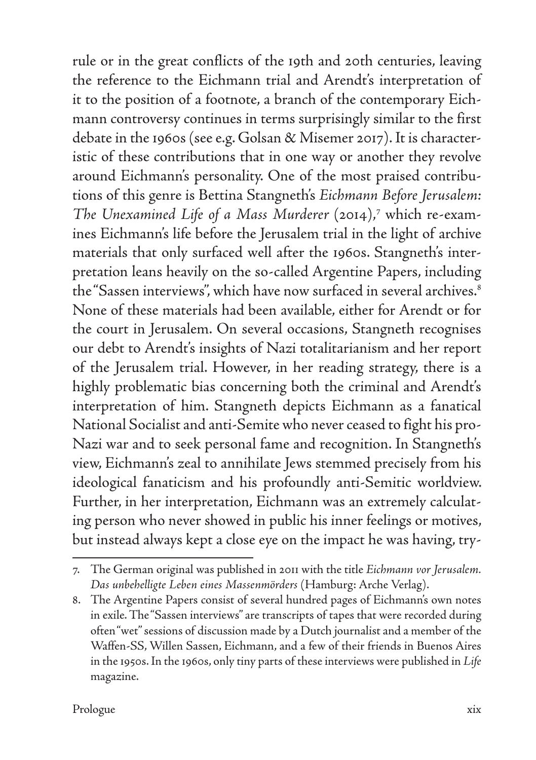rule or in the great conflicts of the 19th and 20th centuries, leaving the reference to the Eichmann trial and Arendt's interpretation of it to the position of a footnote, a branch of the contemporary Eichmann controversy continues in terms surprisingly similar to the first debate in the 1960s (see e.g. Golsan & Misemer 2017). It is characteristic of these contributions that in one way or another they revolve around Eichmann's personality. One of the most praised contributions of this genre is Bettina Stangneth's *Eichmann Before Jerusalem: The Unexamined Life of a Mass Murderer* (2014),[7] which re-examines Eichmann's life before the Jerusalem trial in the light of archive materials that only surfaced well after the 1960s. Stangneth's interpretation leans heavily on the so-called Argentine Papers, including the "Sassen interviews", which have now surfaced in several archives.[8] None of these materials had been available, either for Arendt or for the court in Jerusalem. On several occasions, Stangneth recognises our debt to Arendt's insights of Nazi totalitarianism and her report of the Jerusalem trial. However, in her reading strategy, there is a highly problematic bias concerning both the criminal and Arendt's interpretation of him. Stangneth depicts Eichmann as a fanatical National Socialist and anti-Semite who never ceased to fight his pro-Nazi war and to seek personal fame and recognition. In Stangneth's view, Eichmann's zeal to annihilate Jews stemmed precisely from his ideological fanaticism and his profoundly anti-Semitic worldview. Further, in her interpretation, Eichmann was an extremely calculating person who never showed in public his inner feelings or motives, but instead always kept a close eye on the impact he was having, try-

7. The German original was published in 2011 with the title *Eichmann vor Jerusalem. Das unbehelligte Leben eines Massenmörders* (Hamburg: Arche Verlag).

8. The Argentine Papers consist of several hundred pages of Eichmann's own notes in exile. The "Sassen interviews" are transcripts of tapes that were recorded during often "wet" sessions of discussion made by a Dutch journalist and a member of the Waffen-SS, Willen Sassen, Eichmann, and a few of their friends in Buenos Aires in the 1950s. In the 1960s, only tiny parts of these interviews were published in *Life* magazine.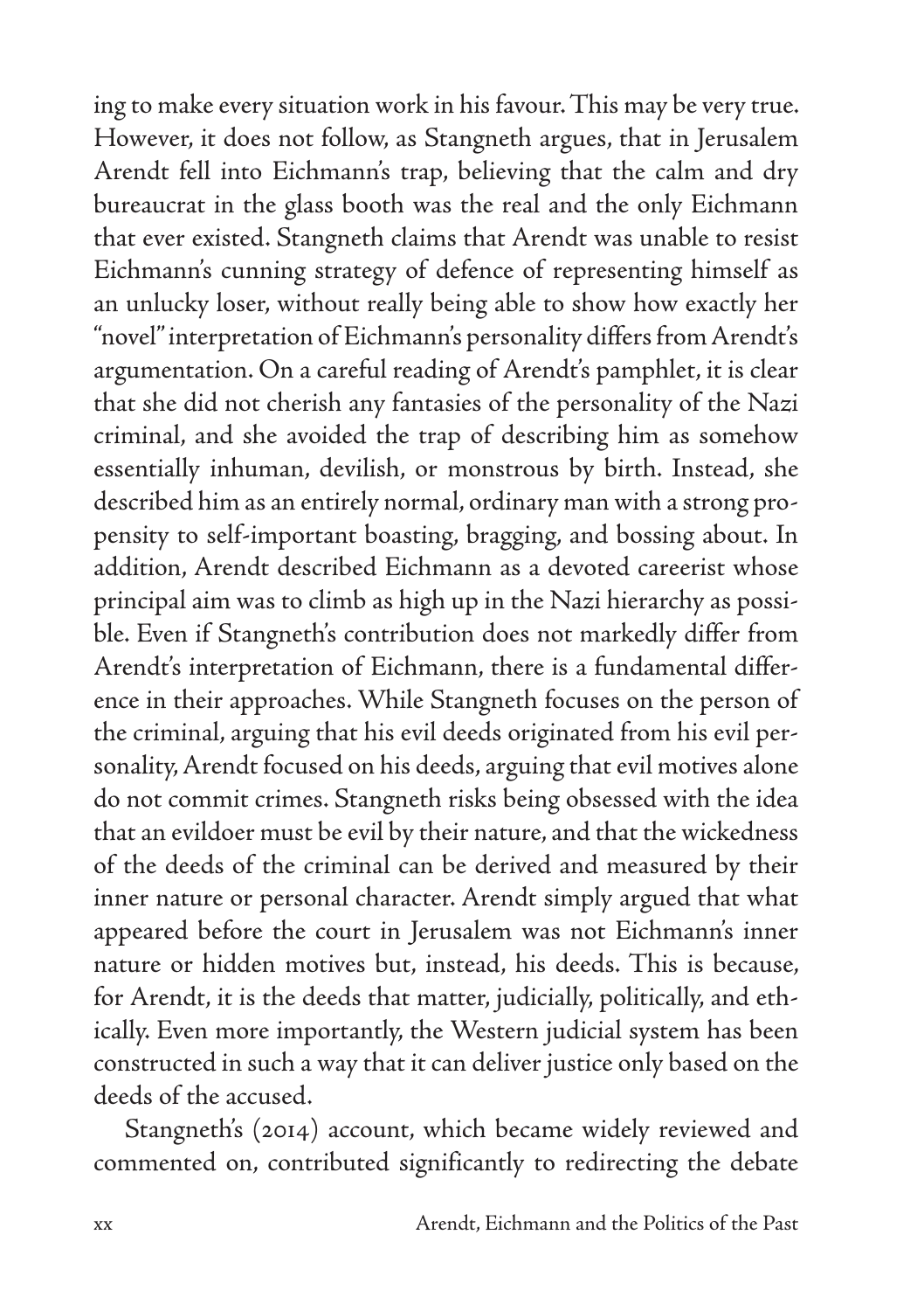ing to make every situation work in his favour. This may be very true. However, it does not follow, as Stangneth argues, that in Jerusalem Arendt fell into Eichmann's trap, believing that the calm and dry bureaucrat in the glass booth was the real and the only Eichmann that ever existed. Stangneth claims that Arendt was unable to resist Eichmann's cunning strategy of defence of representing himself as an unlucky loser, without really being able to show how exactly her "novel" interpretation of Eichmann's personality differs from Arendt's argumentation. On a careful reading of Arendt's pamphlet, it is clear that she did not cherish any fantasies of the personality of the Nazi criminal, and she avoided the trap of describing him as somehow essentially inhuman, devilish, or monstrous by birth. Instead, she described him as an entirely normal, ordinary man with a strong propensity to self-important boasting, bragging, and bossing about. In addition, Arendt described Eichmann as a devoted careerist whose principal aim was to climb as high up in the Nazi hierarchy as possible. Even if Stangneth's contribution does not markedly differ from Arendt's interpretation of Eichmann, there is a fundamental difference in their approaches. While Stangneth focuses on the person of the criminal, arguing that his evil deeds originated from his evil personality, Arendt focused on his deeds, arguing that evil motives alone do not commit crimes. Stangneth risks being obsessed with the idea that an evildoer must be evil by their nature, and that the wickedness of the deeds of the criminal can be derived and measured by their inner nature or personal character. Arendt simply argued that what appeared before the court in Jerusalem was not Eichmann's inner nature or hidden motives but, instead, his deeds. This is because, for Arendt, it is the deeds that matter, judicially, politically, and ethically. Even more importantly, the Western judicial system has been constructed in such a way that it can deliver justice only based on the deeds of the accused.

Stangneth's (2014) account, which became widely reviewed and commented on, contributed significantly to redirecting the debate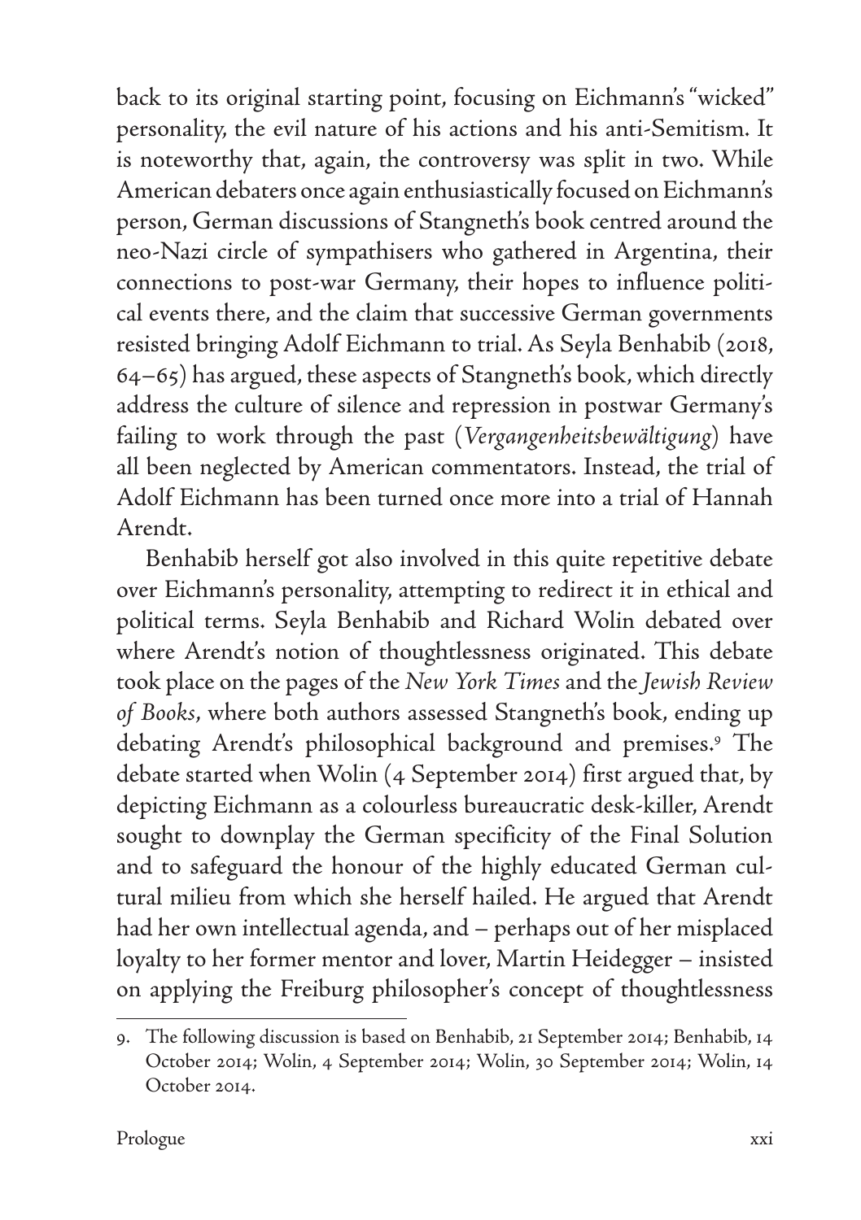back to its original starting point, focusing on Eichmann's "wicked" personality, the evil nature of his actions and his anti-Semitism. It is noteworthy that, again, the controversy was split in two. While American debaters once again enthusiastically focused on Eichmann's person, German discussions of Stangneth's book centred around the neo-Nazi circle of sympathisers who gathered in Argentina, their connections to post-war Germany, their hopes to influence political events there, and the claim that successive German governments resisted bringing Adolf Eichmann to trial. As Seyla Benhabib (2018, 64–65) has argued, these aspects of Stangneth's book, which directly address the culture of silence and repression in postwar Germany's failing to work through the past (*Vergangenheitsbewältigung*) have all been neglected by American commentators. Instead, the trial of Adolf Eichmann has been turned once more into a trial of Hannah Arendt.

Benhabib herself got also involved in this quite repetitive debate over Eichmann's personality, attempting to redirect it in ethical and political terms. Seyla Benhabib and Richard Wolin debated over where Arendt's notion of thoughtlessness originated. This debate took place on the pages of the *New York Times* and the *Jewish Review of Books*, where both authors assessed Stangneth's book, ending up debating Arendt's philosophical background and premises.[9] The debate started when Wolin (4 September 2014) first argued that, by depicting Eichmann as a colourless bureaucratic desk-killer, Arendt sought to downplay the German specificity of the Final Solution and to safeguard the honour of the highly educated German cultural milieu from which she herself hailed. He argued that Arendt had her own intellectual agenda, and – perhaps out of her misplaced loyalty to her former mentor and lover, Martin Heidegger – insisted on applying the Freiburg philosopher's concept of thoughtlessness

9. The following discussion is based on Benhabib, 21 September 2014; Benhabib, 14 October 2014; Wolin, 4 September 2014; Wolin, 30 September 2014; Wolin, 14 October 2014.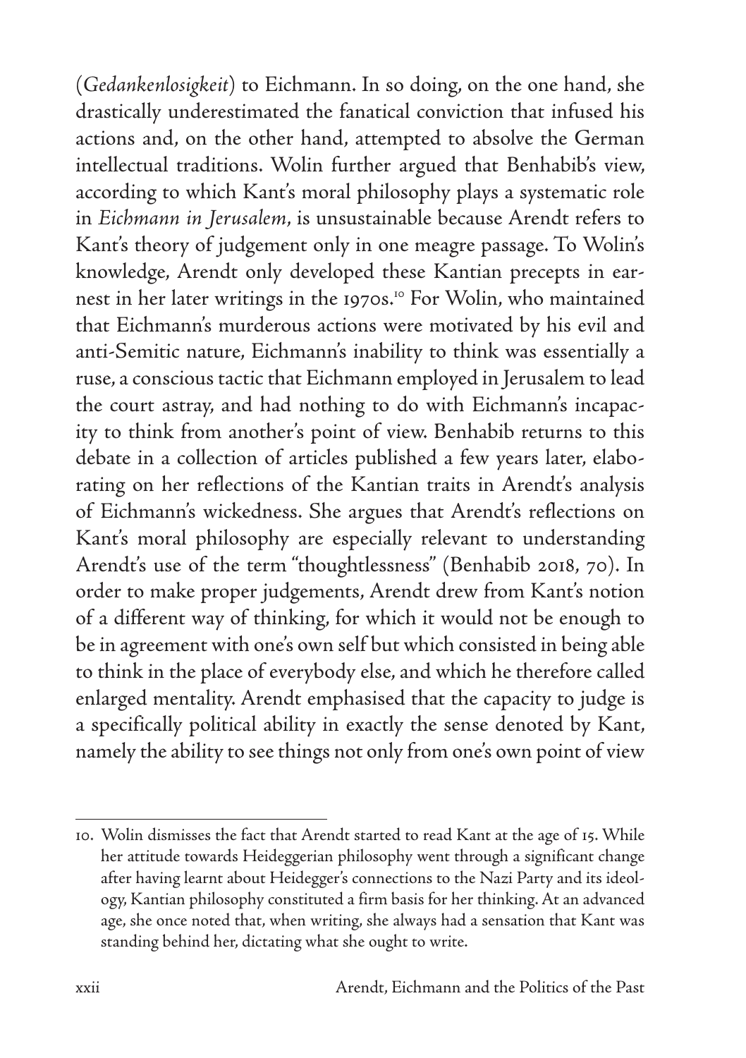(*Gedankenlosigkeit*) to Eichmann. In so doing, on the one hand, she drastically underestimated the fanatical conviction that infused his actions and, on the other hand, attempted to absolve the German intellectual traditions. Wolin further argued that Benhabib's view, according to which Kant's moral philosophy plays a systematic role in *Eichmann in Jerusalem*, is unsustainable because Arendt refers to Kant's theory of judgement only in one meagre passage. To Wolin's knowledge, Arendt only developed these Kantian precepts in earnest in her later writings in the 1970s.[10] For Wolin, who maintained that Eichmann's murderous actions were motivated by his evil and anti-Semitic nature, Eichmann's inability to think was essentially a ruse, a conscious tactic that Eichmann employed in Jerusalem to lead the court astray, and had nothing to do with Eichmann's incapacity to think from another's point of view. Benhabib returns to this debate in a collection of articles published a few years later, elaborating on her reflections of the Kantian traits in Arendt's analysis of Eichmann's wickedness. She argues that Arendt's reflections on Kant's moral philosophy are especially relevant to understanding Arendt's use of the term "thoughtlessness" (Benhabib 2018, 70). In order to make proper judgements, Arendt drew from Kant's notion of a different way of thinking, for which it would not be enough to be in agreement with one's own self but which consisted in being able to think in the place of everybody else, and which he therefore called enlarged mentality. Arendt emphasised that the capacity to judge is a specifically political ability in exactly the sense denoted by Kant, namely the ability to see things not only from one's own point of view

---

10. Wolin dismisses the fact that Arendt started to read Kant at the age of 15. While her attitude towards Heideggerian philosophy went through a significant change after having learnt about Heidegger's connections to the Nazi Party and its ideology, Kantian philosophy constituted a firm basis for her thinking. At an advanced age, she once noted that, when writing, she always had a sensation that Kant was standing behind her, dictating what she ought to write.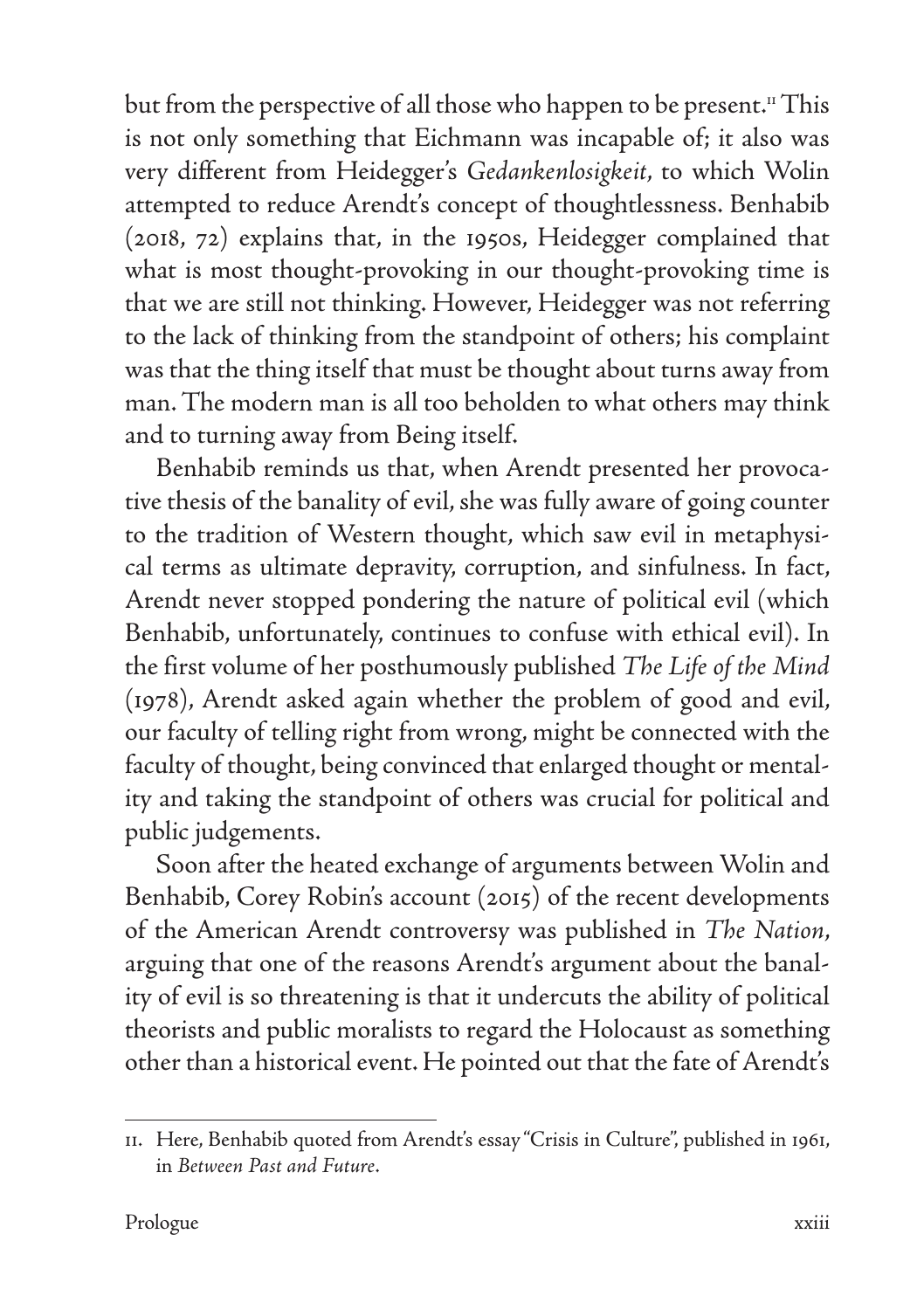but from the perspective of all those who happen to be present.[11] This is not only something that Eichmann was incapable of; it also was very different from Heidegger's *Gedankenlosigkeit*, to which Wolin attempted to reduce Arendt's concept of thoughtlessness. Benhabib (2018, 72) explains that, in the 1950s, Heidegger complained that what is most thought-provoking in our thought-provoking time is that we are still not thinking. However, Heidegger was not referring to the lack of thinking from the standpoint of others; his complaint was that the thing itself that must be thought about turns away from man. The modern man is all too beholden to what others may think and to turning away from Being itself.

Benhabib reminds us that, when Arendt presented her provocative thesis of the banality of evil, she was fully aware of going counter to the tradition of Western thought, which saw evil in metaphysical terms as ultimate depravity, corruption, and sinfulness. In fact, Arendt never stopped pondering the nature of political evil (which Benhabib, unfortunately, continues to confuse with ethical evil). In the first volume of her posthumously published *The Life of the Mind* (1978), Arendt asked again whether the problem of good and evil, our faculty of telling right from wrong, might be connected with the faculty of thought, being convinced that enlarged thought or mentality and taking the standpoint of others was crucial for political and public judgements.

Soon after the heated exchange of arguments between Wolin and Benhabib, Corey Robin's account (2015) of the recent developments of the American Arendt controversy was published in *The Nation*, arguing that one of the reasons Arendt's argument about the banality of evil is so threatening is that it undercuts the ability of political theorists and public moralists to regard the Holocaust as something other than a historical event. He pointed out that the fate of Arendt's

---

11. Here, Benhabib quoted from Arendt's essay "Crisis in Culture", published in 1961, in *Between Past and Future*.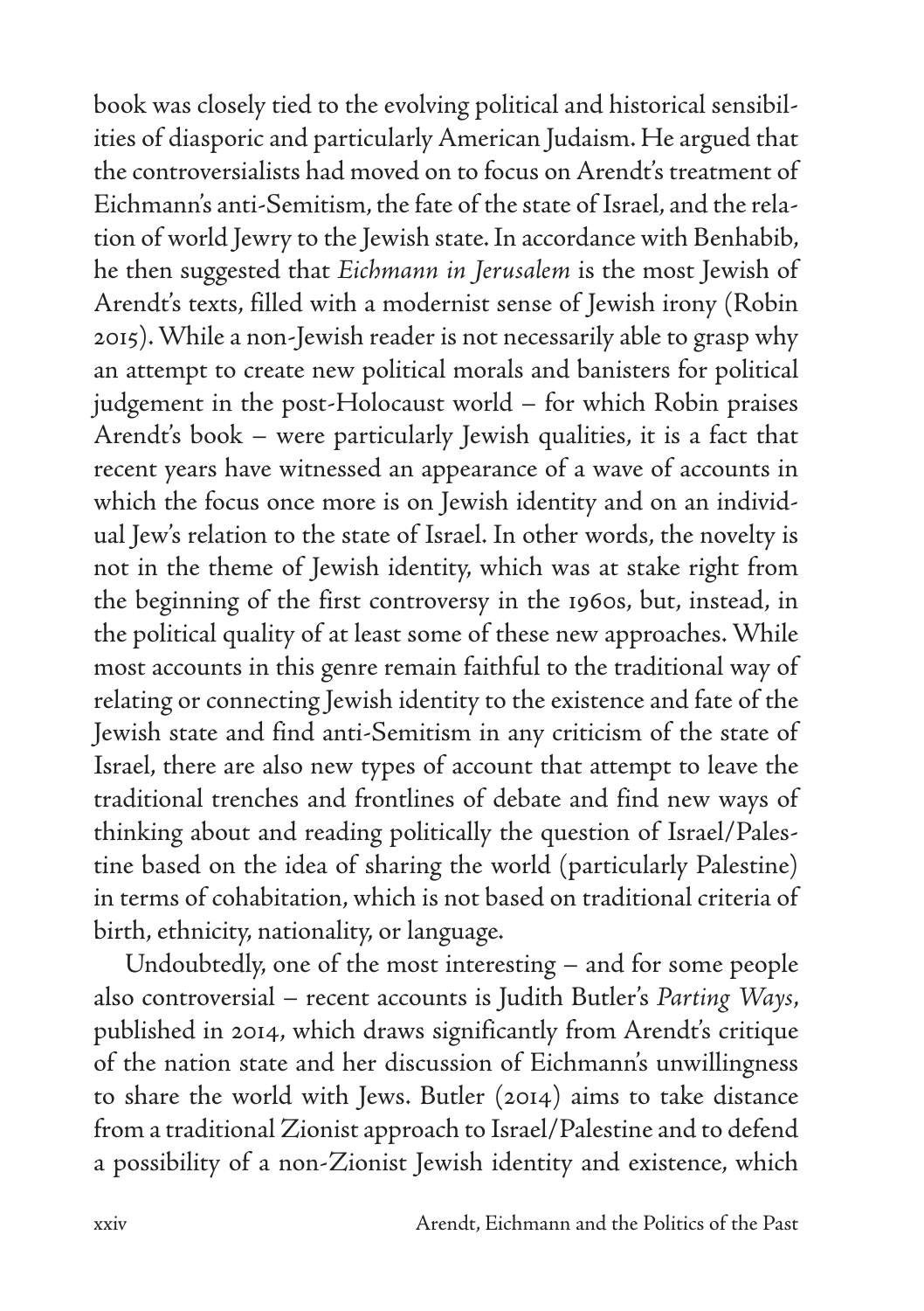book was closely tied to the evolving political and historical sensibilities of diasporic and particularly American Judaism. He argued that the controversialists had moved on to focus on Arendt's treatment of Eichmann's anti-Semitism, the fate of the state of Israel, and the relation of world Jewry to the Jewish state. In accordance with Benhabib, he then suggested that *Eichmann in Jerusalem* is the most Jewish of Arendt's texts, filled with a modernist sense of Jewish irony (Robin 2015). While a non-Jewish reader is not necessarily able to grasp why an attempt to create new political morals and banisters for political judgement in the post-Holocaust world – for which Robin praises Arendt's book – were particularly Jewish qualities, it is a fact that recent years have witnessed an appearance of a wave of accounts in which the focus once more is on Jewish identity and on an individual Jew's relation to the state of Israel. In other words, the novelty is not in the theme of Jewish identity, which was at stake right from the beginning of the first controversy in the 1960s, but, instead, in the political quality of at least some of these new approaches. While most accounts in this genre remain faithful to the traditional way of relating or connecting Jewish identity to the existence and fate of the Jewish state and find anti-Semitism in any criticism of the state of Israel, there are also new types of account that attempt to leave the traditional trenches and frontlines of debate and find new ways of thinking about and reading politically the question of Israel/Palestine based on the idea of sharing the world (particularly Palestine) in terms of cohabitation, which is not based on traditional criteria of birth, ethnicity, nationality, or language.

Undoubtedly, one of the most interesting – and for some people also controversial – recent accounts is Judith Butler's *Parting Ways*, published in 2014, which draws significantly from Arendt's critique of the nation state and her discussion of Eichmann's unwillingness to share the world with Jews. Butler (2014) aims to take distance from a traditional Zionist approach to Israel/Palestine and to defend a possibility of a non-Zionist Jewish identity and existence, which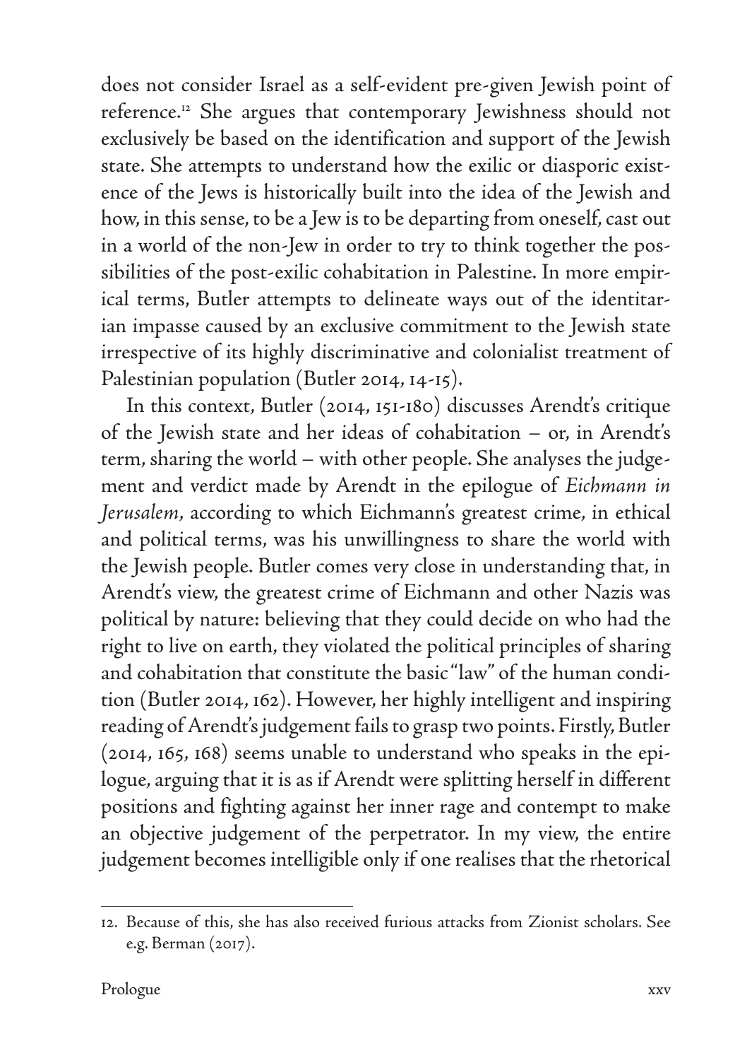does not consider Israel as a self-evident pre-given Jewish point of reference.[12] She argues that contemporary Jewishness should not exclusively be based on the identification and support of the Jewish state. She attempts to understand how the exilic or diasporic existence of the Jews is historically built into the idea of the Jewish and how, in this sense, to be a Jew is to be departing from oneself, cast out in a world of the non-Jew in order to try to think together the possibilities of the post-exilic cohabitation in Palestine. In more empirical terms, Butler attempts to delineate ways out of the identitarian impasse caused by an exclusive commitment to the Jewish state irrespective of its highly discriminative and colonialist treatment of Palestinian population (Butler 2014, 14-15).

In this context, Butler (2014, 151-180) discusses Arendt's critique of the Jewish state and her ideas of cohabitation – or, in Arendt's term, sharing the world – with other people. She analyses the judgement and verdict made by Arendt in the epilogue of *Eichmann in Jerusalem*, according to which Eichmann's greatest crime, in ethical and political terms, was his unwillingness to share the world with the Jewish people. Butler comes very close in understanding that, in Arendt's view, the greatest crime of Eichmann and other Nazis was political by nature: believing that they could decide on who had the right to live on earth, they violated the political principles of sharing and cohabitation that constitute the basic "law" of the human condition (Butler 2014, 162). However, her highly intelligent and inspiring reading of Arendt's judgement fails to grasp two points. Firstly, Butler (2014, 165, 168) seems unable to understand who speaks in the epilogue, arguing that it is as if Arendt were splitting herself in different positions and fighting against her inner rage and contempt to make an objective judgement of the perpetrator. In my view, the entire judgement becomes intelligible only if one realises that the rhetorical

12. Because of this, she has also received furious attacks from Zionist scholars. See e.g. Berman (2017).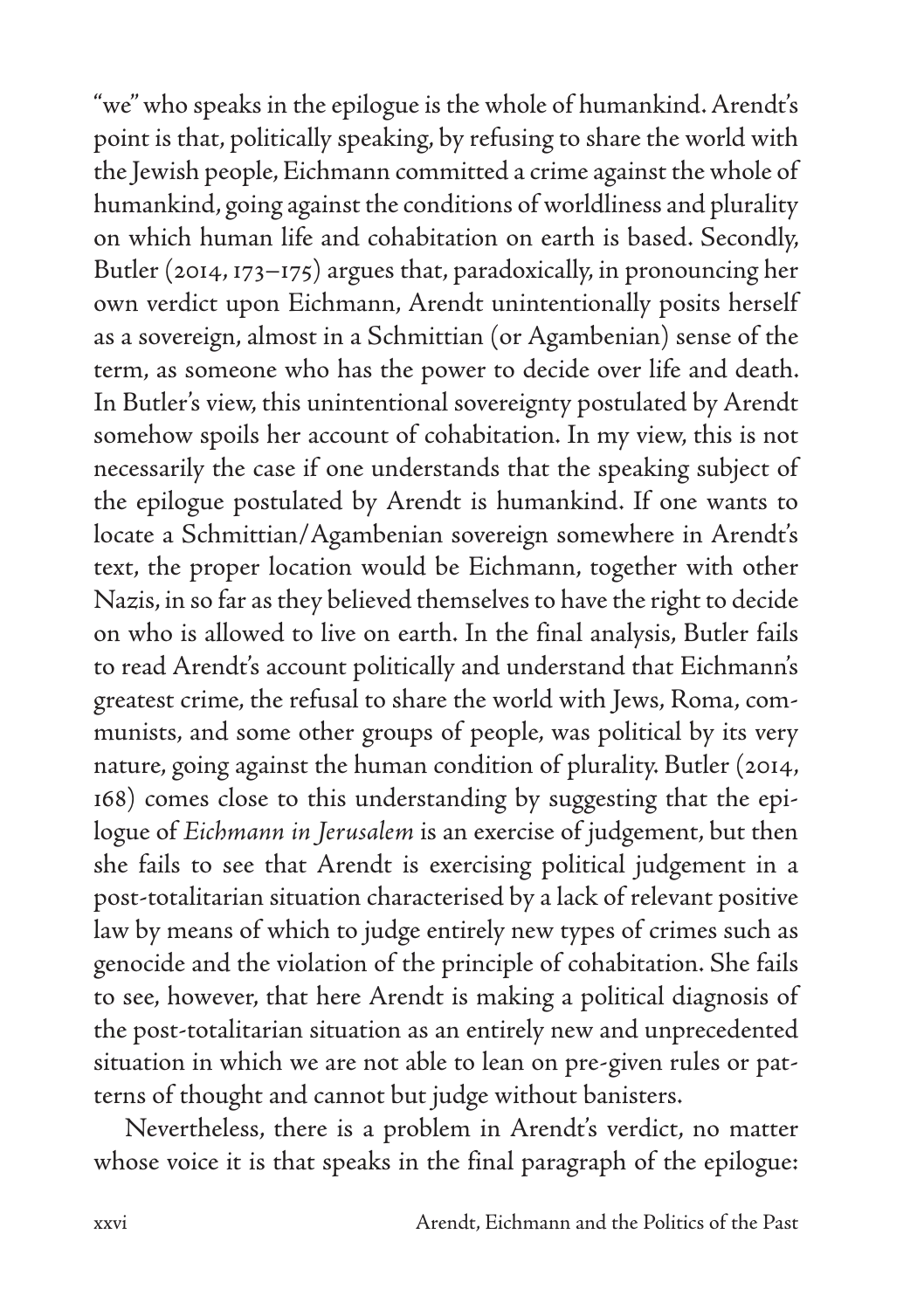"we" who speaks in the epilogue is the whole of humankind. Arendt's point is that, politically speaking, by refusing to share the world with the Jewish people, Eichmann committed a crime against the whole of humankind, going against the conditions of worldliness and plurality on which human life and cohabitation on earth is based. Secondly, Butler (2014, 173–175) argues that, paradoxically, in pronouncing her own verdict upon Eichmann, Arendt unintentionally posits herself as a sovereign, almost in a Schmittian (or Agambenian) sense of the term, as someone who has the power to decide over life and death. In Butler's view, this unintentional sovereignty postulated by Arendt somehow spoils her account of cohabitation. In my view, this is not necessarily the case if one understands that the speaking subject of the epilogue postulated by Arendt is humankind. If one wants to locate a Schmittian/Agambenian sovereign somewhere in Arendt's text, the proper location would be Eichmann, together with other Nazis, in so far as they believed themselves to have the right to decide on who is allowed to live on earth. In the final analysis, Butler fails to read Arendt's account politically and understand that Eichmann's greatest crime, the refusal to share the world with Jews, Roma, communists, and some other groups of people, was political by its very nature, going against the human condition of plurality. Butler (2014, 168) comes close to this understanding by suggesting that the epilogue of *Eichmann in Jerusalem* is an exercise of judgement, but then she fails to see that Arendt is exercising political judgement in a post-totalitarian situation characterised by a lack of relevant positive law by means of which to judge entirely new types of crimes such as genocide and the violation of the principle of cohabitation. She fails to see, however, that here Arendt is making a political diagnosis of the post-totalitarian situation as an entirely new and unprecedented situation in which we are not able to lean on pre-given rules or patterns of thought and cannot but judge without banisters.

Nevertheless, there is a problem in Arendt's verdict, no matter whose voice it is that speaks in the final paragraph of the epilogue: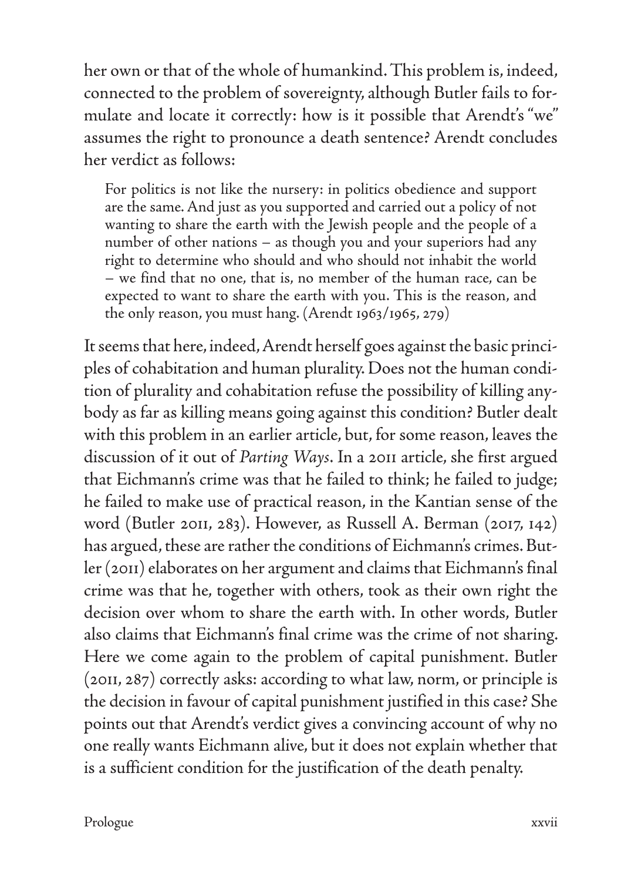her own or that of the whole of humankind. This problem is, indeed, connected to the problem of sovereignty, although Butler fails to formulate and locate it correctly: how is it possible that Arendt's "we" assumes the right to pronounce a death sentence? Arendt concludes her verdict as follows:

> For politics is not like the nursery: in politics obedience and support are the same. And just as you supported and carried out a policy of not wanting to share the earth with the Jewish people and the people of a number of other nations – as though you and your superiors had any right to determine who should and who should not inhabit the world – we find that no one, that is, no member of the human race, can be expected to want to share the earth with you. This is the reason, and the only reason, you must hang. (Arendt 1963/1965, 279)

It seems that here, indeed, Arendt herself goes against the basic principles of cohabitation and human plurality. Does not the human condition of plurality and cohabitation refuse the possibility of killing anybody as far as killing means going against this condition? Butler dealt with this problem in an earlier article, but, for some reason, leaves the discussion of it out of *Parting Ways*. In a 2011 article, she first argued that Eichmann's crime was that he failed to think; he failed to judge; he failed to make use of practical reason, in the Kantian sense of the word (Butler 2011, 283). However, as Russell A. Berman (2017, 142) has argued, these are rather the conditions of Eichmann's crimes. Butler (2011) elaborates on her argument and claims that Eichmann's final crime was that he, together with others, took as their own right the decision over whom to share the earth with. In other words, Butler also claims that Eichmann's final crime was the crime of not sharing. Here we come again to the problem of capital punishment. Butler (2011, 287) correctly asks: according to what law, norm, or principle is the decision in favour of capital punishment justified in this case? She points out that Arendt's verdict gives a convincing account of why no one really wants Eichmann alive, but it does not explain whether that is a sufficient condition for the justification of the death penalty.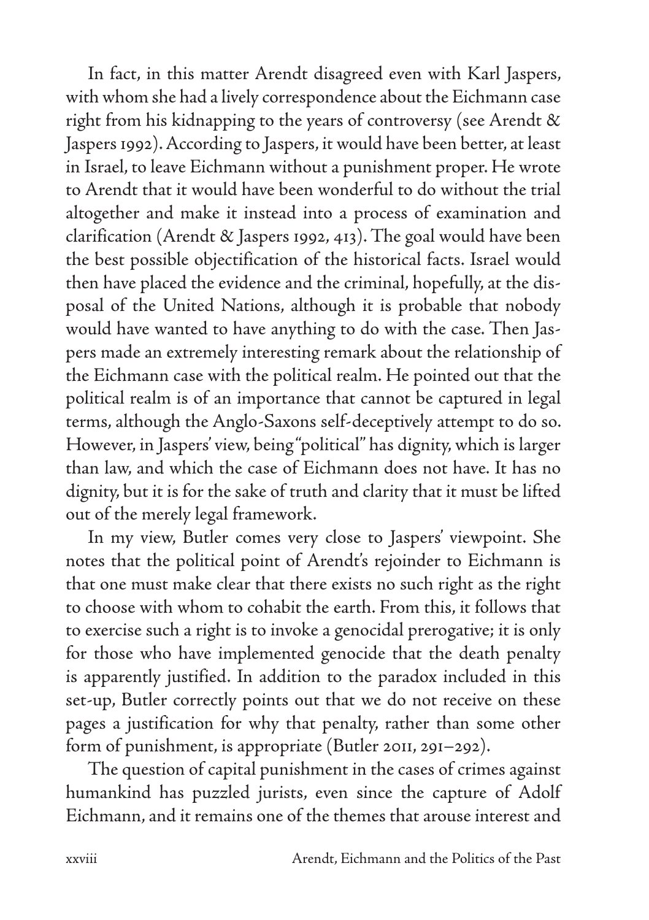In fact, in this matter Arendt disagreed even with Karl Jaspers, with whom she had a lively correspondence about the Eichmann case right from his kidnapping to the years of controversy (see Arendt & Jaspers 1992). According to Jaspers, it would have been better, at least in Israel, to leave Eichmann without a punishment proper. He wrote to Arendt that it would have been wonderful to do without the trial altogether and make it instead into a process of examination and clarification (Arendt & Jaspers 1992, 413). The goal would have been the best possible objectification of the historical facts. Israel would then have placed the evidence and the criminal, hopefully, at the disposal of the United Nations, although it is probable that nobody would have wanted to have anything to do with the case. Then Jaspers made an extremely interesting remark about the relationship of the Eichmann case with the political realm. He pointed out that the political realm is of an importance that cannot be captured in legal terms, although the Anglo-Saxons self-deceptively attempt to do so. However, in Jaspers' view, being "political" has dignity, which is larger than law, and which the case of Eichmann does not have. It has no dignity, but it is for the sake of truth and clarity that it must be lifted out of the merely legal framework.

In my view, Butler comes very close to Jaspers' viewpoint. She notes that the political point of Arendt's rejoinder to Eichmann is that one must make clear that there exists no such right as the right to choose with whom to cohabit the earth. From this, it follows that to exercise such a right is to invoke a genocidal prerogative; it is only for those who have implemented genocide that the death penalty is apparently justified. In addition to the paradox included in this set-up, Butler correctly points out that we do not receive on these pages a justification for why that penalty, rather than some other form of punishment, is appropriate (Butler 2011, 291–292).

The question of capital punishment in the cases of crimes against humankind has puzzled jurists, even since the capture of Adolf Eichmann, and it remains one of the themes that arouse interest and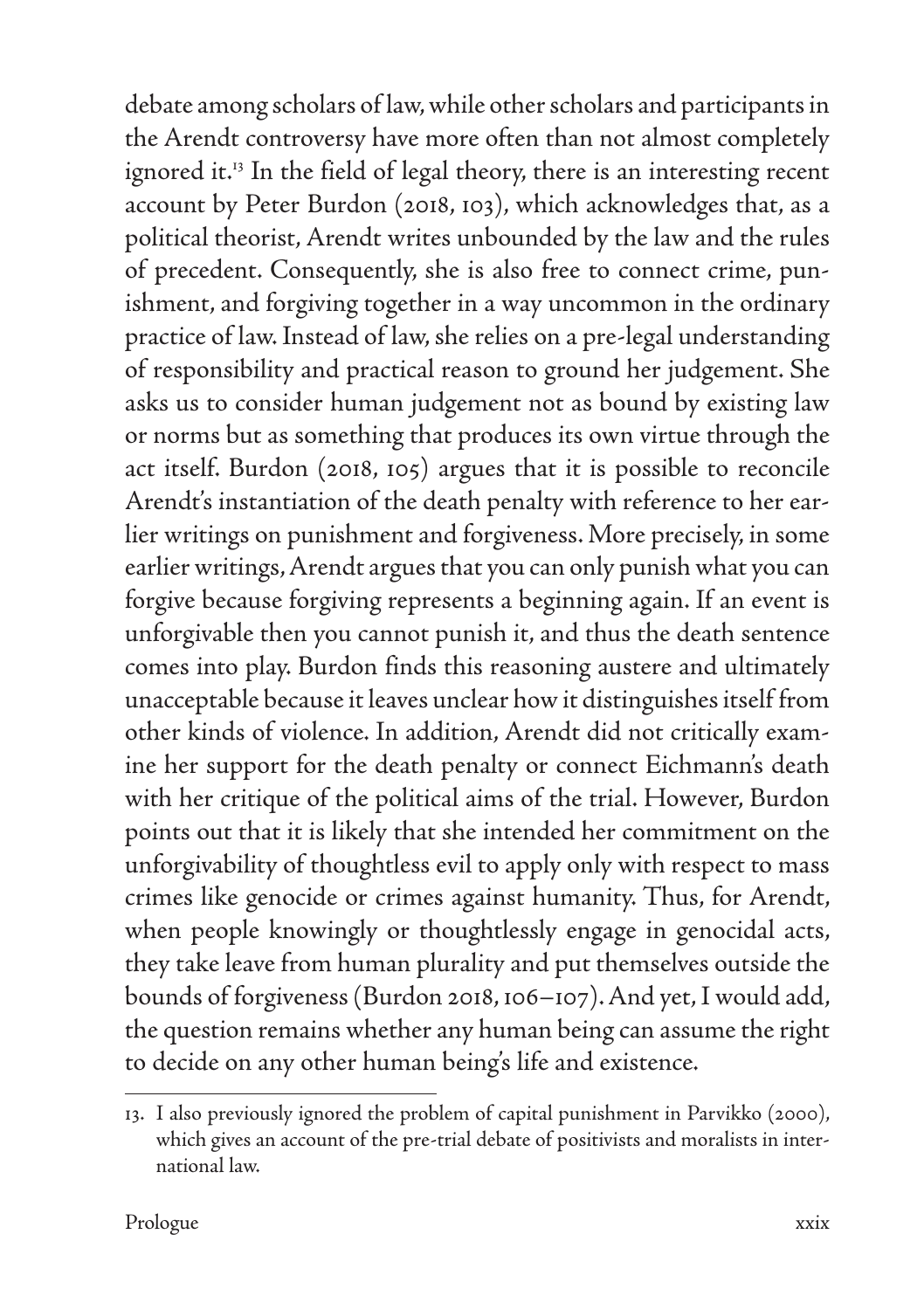debate among scholars of law, while other scholars and participants in the Arendt controversy have more often than not almost completely ignored it.[13] In the field of legal theory, there is an interesting recent account by Peter Burdon (2018, 103), which acknowledges that, as a political theorist, Arendt writes unbounded by the law and the rules of precedent. Consequently, she is also free to connect crime, punishment, and forgiving together in a way uncommon in the ordinary practice of law. Instead of law, she relies on a pre-legal understanding of responsibility and practical reason to ground her judgement. She asks us to consider human judgement not as bound by existing law or norms but as something that produces its own virtue through the act itself. Burdon (2018, 105) argues that it is possible to reconcile Arendt's instantiation of the death penalty with reference to her earlier writings on punishment and forgiveness. More precisely, in some earlier writings, Arendt argues that you can only punish what you can forgive because forgiving represents a beginning again. If an event is unforgivable then you cannot punish it, and thus the death sentence comes into play. Burdon finds this reasoning austere and ultimately unacceptable because it leaves unclear how it distinguishes itself from other kinds of violence. In addition, Arendt did not critically examine her support for the death penalty or connect Eichmann's death with her critique of the political aims of the trial. However, Burdon points out that it is likely that she intended her commitment on the unforgivability of thoughtless evil to apply only with respect to mass crimes like genocide or crimes against humanity. Thus, for Arendt, when people knowingly or thoughtlessly engage in genocidal acts, they take leave from human plurality and put themselves outside the bounds of forgiveness (Burdon 2018, 106–107). And yet, I would add, the question remains whether any human being can assume the right to decide on any other human being's life and existence.

13. I also previously ignored the problem of capital punishment in Parvikko (2000), which gives an account of the pre-trial debate of positivists and moralists in international law.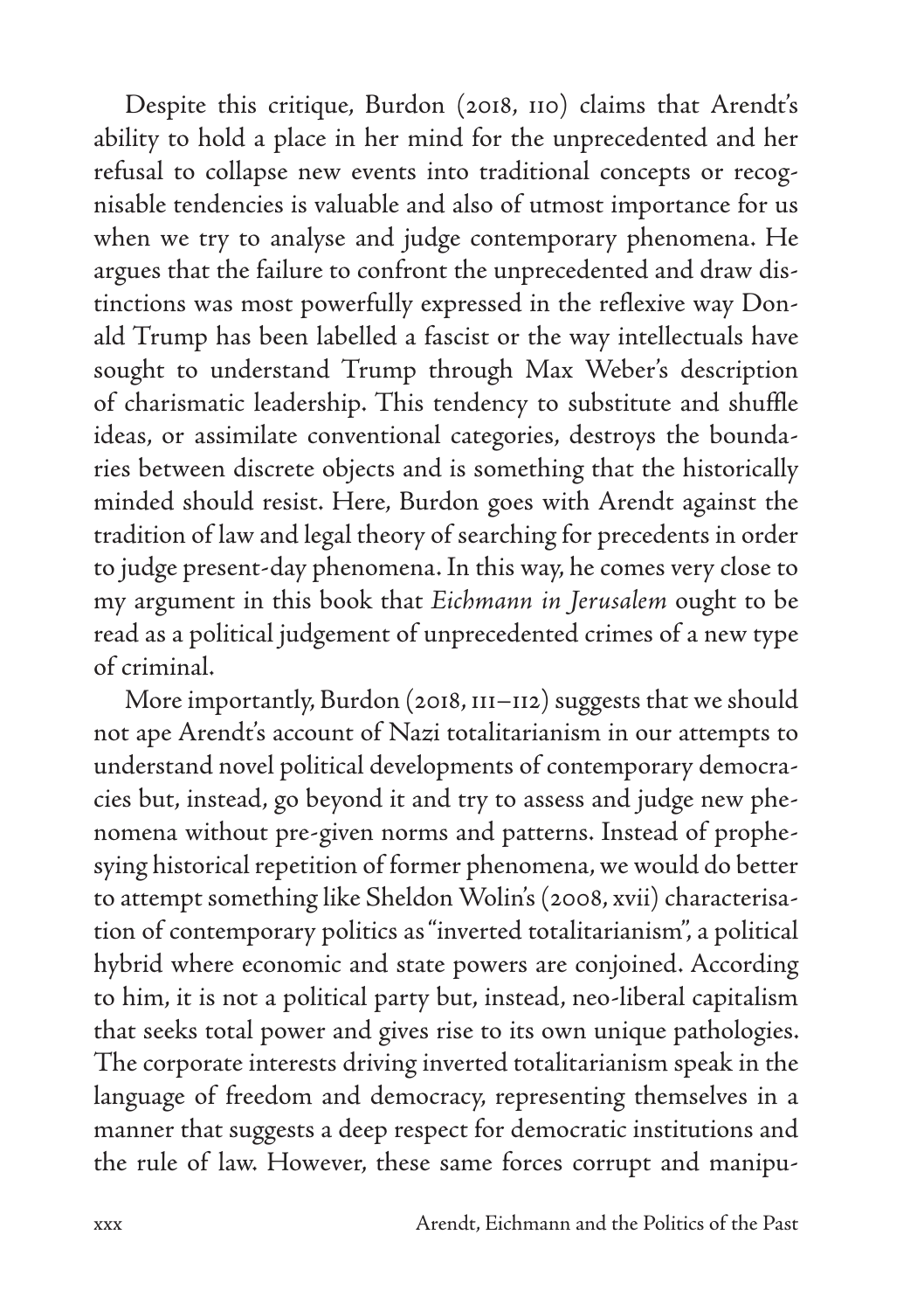Despite this critique, Burdon (2018, 110) claims that Arendt's ability to hold a place in her mind for the unprecedented and her refusal to collapse new events into traditional concepts or recognisable tendencies is valuable and also of utmost importance for us when we try to analyse and judge contemporary phenomena. He argues that the failure to confront the unprecedented and draw distinctions was most powerfully expressed in the reflexive way Donald Trump has been labelled a fascist or the way intellectuals have sought to understand Trump through Max Weber's description of charismatic leadership. This tendency to substitute and shuffle ideas, or assimilate conventional categories, destroys the boundaries between discrete objects and is something that the historically minded should resist. Here, Burdon goes with Arendt against the tradition of law and legal theory of searching for precedents in order to judge present-day phenomena. In this way, he comes very close to my argument in this book that *Eichmann in Jerusalem* ought to be read as a political judgement of unprecedented crimes of a new type of criminal.

More importantly, Burdon (2018, 111–112) suggests that we should not ape Arendt's account of Nazi totalitarianism in our attempts to understand novel political developments of contemporary democracies but, instead, go beyond it and try to assess and judge new phenomena without pre-given norms and patterns. Instead of prophesying historical repetition of former phenomena, we would do better to attempt something like Sheldon Wolin's (2008, xvii) characterisation of contemporary politics as "inverted totalitarianism", a political hybrid where economic and state powers are conjoined. According to him, it is not a political party but, instead, neo-liberal capitalism that seeks total power and gives rise to its own unique pathologies. The corporate interests driving inverted totalitarianism speak in the language of freedom and democracy, representing themselves in a manner that suggests a deep respect for democratic institutions and the rule of law. However, these same forces corrupt and manipu-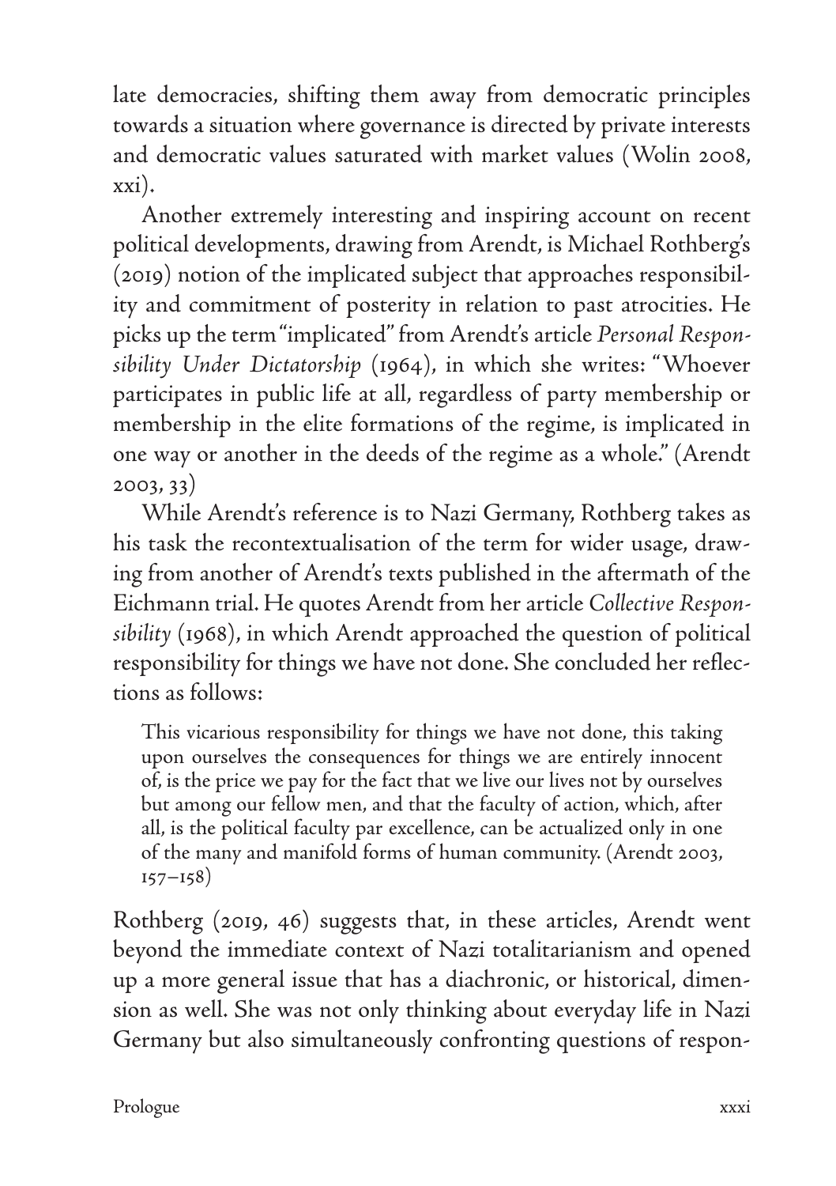late democracies, shifting them away from democratic principles towards a situation where governance is directed by private interests and democratic values saturated with market values (Wolin 2008, xxi).

Another extremely interesting and inspiring account on recent political developments, drawing from Arendt, is Michael Rothberg's (2019) notion of the implicated subject that approaches responsibility and commitment of posterity in relation to past atrocities. He picks up the term "implicated" from Arendt's article *Personal Responsibility Under Dictatorship* (1964), in which she writes: "Whoever participates in public life at all, regardless of party membership or membership in the elite formations of the regime, is implicated in one way or another in the deeds of the regime as a whole." (Arendt 2003, 33)

While Arendt's reference is to Nazi Germany, Rothberg takes as his task the recontextualisation of the term for wider usage, drawing from another of Arendt's texts published in the aftermath of the Eichmann trial. He quotes Arendt from her article *Collective Responsibility* (1968), in which Arendt approached the question of political responsibility for things we have not done. She concluded her reflections as follows:

> This vicarious responsibility for things we have not done, this taking upon ourselves the consequences for things we are entirely innocent of, is the price we pay for the fact that we live our lives not by ourselves but among our fellow men, and that the faculty of action, which, after all, is the political faculty par excellence, can be actualized only in one of the many and manifold forms of human community. (Arendt 2003, 157–158)

Rothberg (2019, 46) suggests that, in these articles, Arendt went beyond the immediate context of Nazi totalitarianism and opened up a more general issue that has a diachronic, or historical, dimension as well. She was not only thinking about everyday life in Nazi Germany but also simultaneously confronting questions of respon-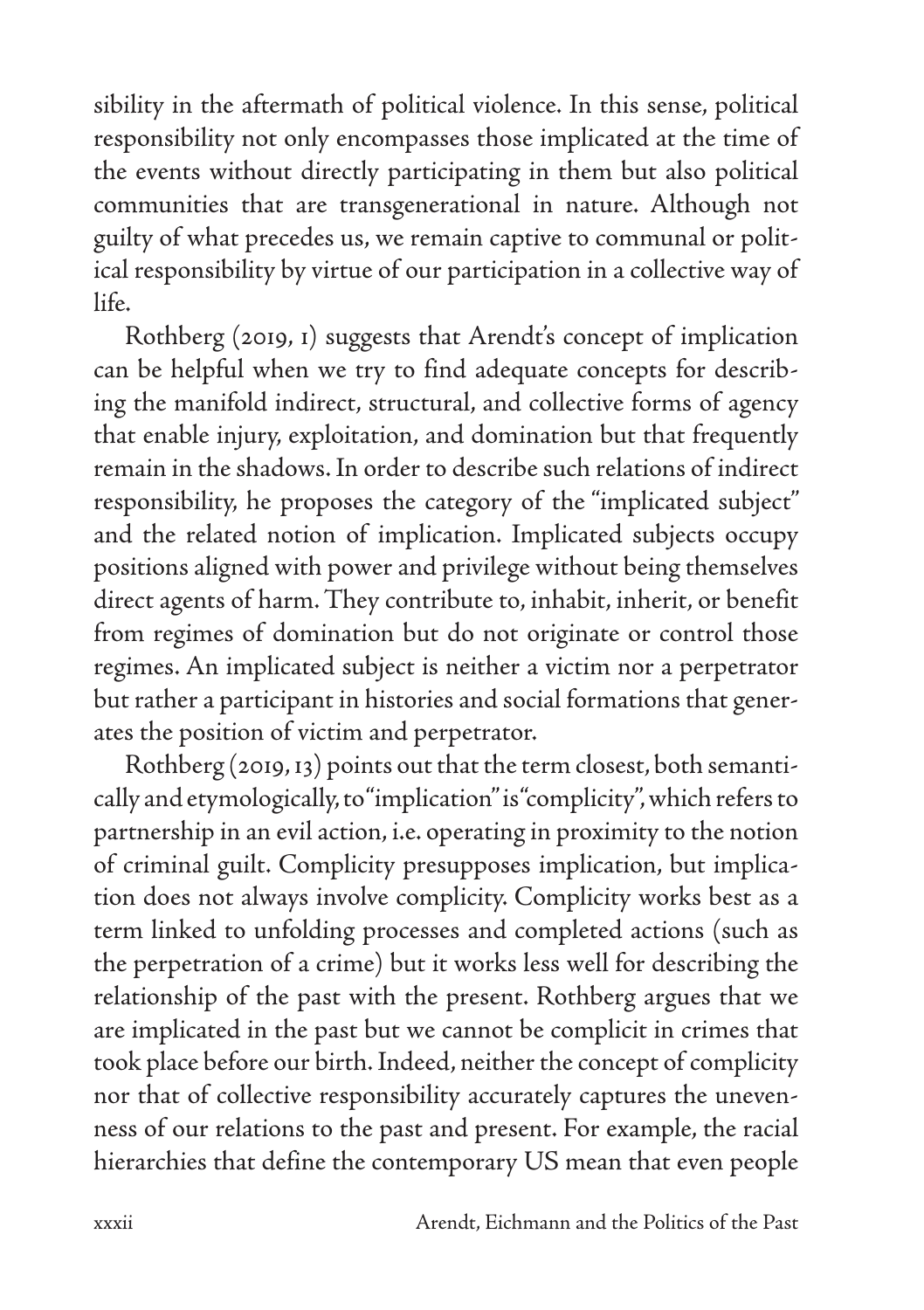sibility in the aftermath of political violence. In this sense, political responsibility not only encompasses those implicated at the time of the events without directly participating in them but also political communities that are transgenerational in nature. Although not guilty of what precedes us, we remain captive to communal or political responsibility by virtue of our participation in a collective way of life.

Rothberg (2019, 1) suggests that Arendt's concept of implication can be helpful when we try to find adequate concepts for describing the manifold indirect, structural, and collective forms of agency that enable injury, exploitation, and domination but that frequently remain in the shadows. In order to describe such relations of indirect responsibility, he proposes the category of the "implicated subject" and the related notion of implication. Implicated subjects occupy positions aligned with power and privilege without being themselves direct agents of harm. They contribute to, inhabit, inherit, or benefit from regimes of domination but do not originate or control those regimes. An implicated subject is neither a victim nor a perpetrator but rather a participant in histories and social formations that generates the position of victim and perpetrator.

Rothberg (2019, 13) points out that the term closest, both semantically and etymologically, to "implication" is "complicity", which refers to partnership in an evil action, i.e. operating in proximity to the notion of criminal guilt. Complicity presupposes implication, but implication does not always involve complicity. Complicity works best as a term linked to unfolding processes and completed actions (such as the perpetration of a crime) but it works less well for describing the relationship of the past with the present. Rothberg argues that we are implicated in the past but we cannot be complicit in crimes that took place before our birth. Indeed, neither the concept of complicity nor that of collective responsibility accurately captures the unevenness of our relations to the past and present. For example, the racial hierarchies that define the contemporary US mean that even people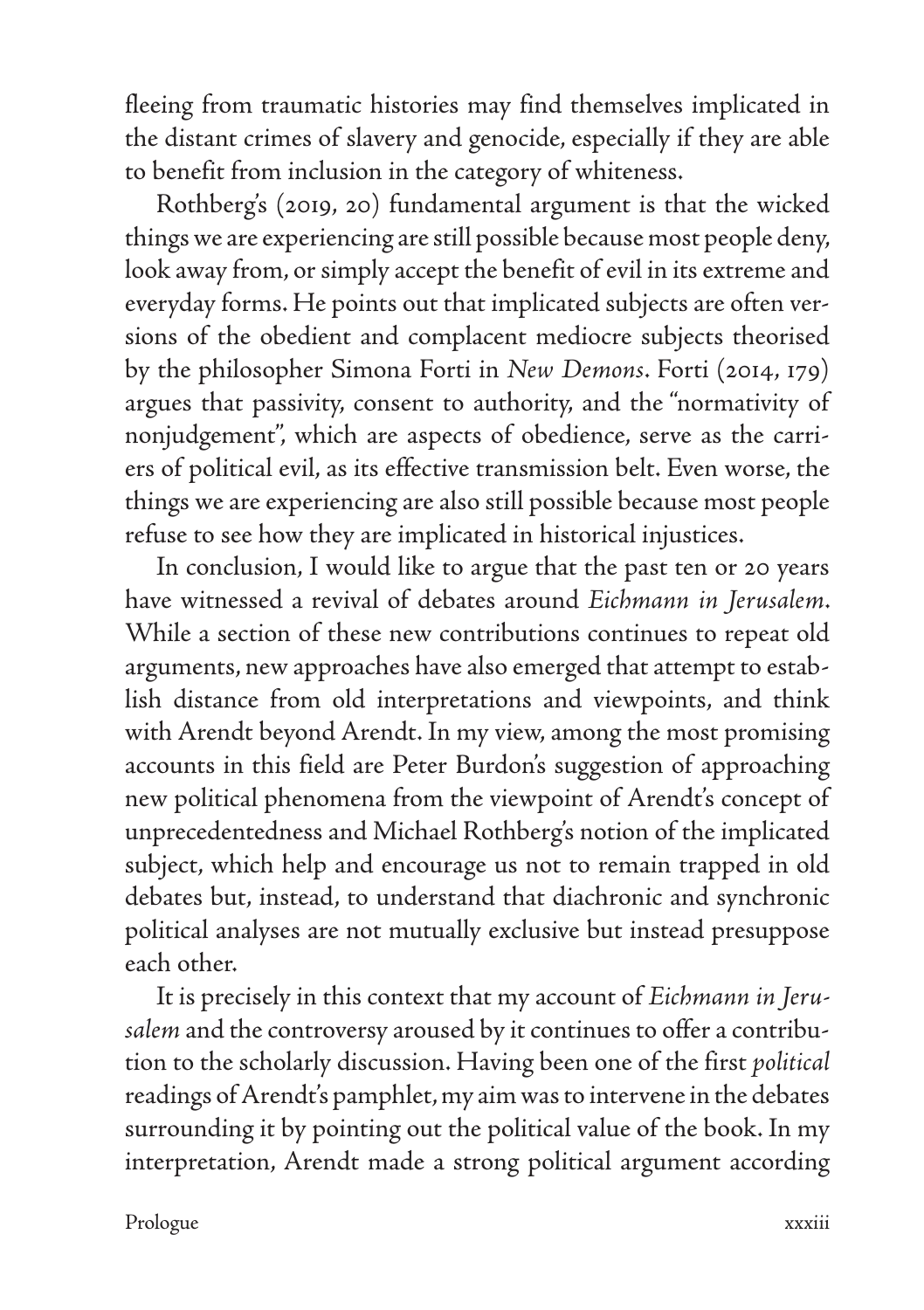fleeing from traumatic histories may find themselves implicated in the distant crimes of slavery and genocide, especially if they are able to benefit from inclusion in the category of whiteness.

Rothberg's (2019, 20) fundamental argument is that the wicked things we are experiencing are still possible because most people deny, look away from, or simply accept the benefit of evil in its extreme and everyday forms. He points out that implicated subjects are often versions of the obedient and complacent mediocre subjects theorised by the philosopher Simona Forti in *New Demons*. Forti (2014, 179) argues that passivity, consent to authority, and the "normativity of nonjudgement", which are aspects of obedience, serve as the carriers of political evil, as its effective transmission belt. Even worse, the things we are experiencing are also still possible because most people refuse to see how they are implicated in historical injustices.

In conclusion, I would like to argue that the past ten or 20 years have witnessed a revival of debates around *Eichmann in Jerusalem*. While a section of these new contributions continues to repeat old arguments, new approaches have also emerged that attempt to establish distance from old interpretations and viewpoints, and think with Arendt beyond Arendt. In my view, among the most promising accounts in this field are Peter Burdon's suggestion of approaching new political phenomena from the viewpoint of Arendt's concept of unprecedentedness and Michael Rothberg's notion of the implicated subject, which help and encourage us not to remain trapped in old debates but, instead, to understand that diachronic and synchronic political analyses are not mutually exclusive but instead presuppose each other.

It is precisely in this context that my account of *Eichmann in Jerusalem* and the controversy aroused by it continues to offer a contribution to the scholarly discussion. Having been one of the first *political* readings of Arendt's pamphlet, my aim was to intervene in the debates surrounding it by pointing out the political value of the book. In my interpretation, Arendt made a strong political argument according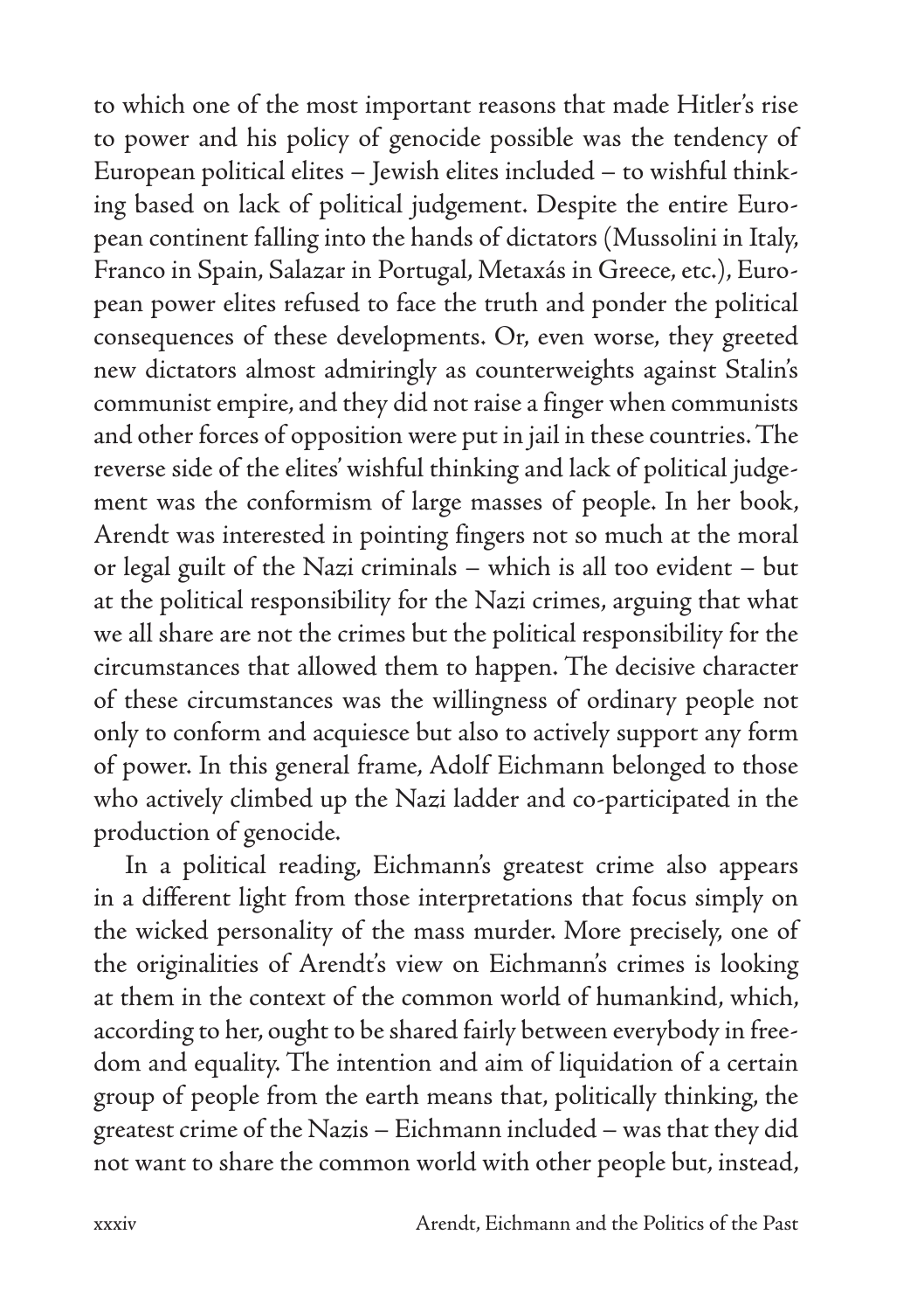to which one of the most important reasons that made Hitler's rise to power and his policy of genocide possible was the tendency of European political elites – Jewish elites included – to wishful thinking based on lack of political judgement. Despite the entire European continent falling into the hands of dictators (Mussolini in Italy, Franco in Spain, Salazar in Portugal, Metaxás in Greece, etc.), European power elites refused to face the truth and ponder the political consequences of these developments. Or, even worse, they greeted new dictators almost admiringly as counterweights against Stalin's communist empire, and they did not raise a finger when communists and other forces of opposition were put in jail in these countries. The reverse side of the elites' wishful thinking and lack of political judgement was the conformism of large masses of people. In her book, Arendt was interested in pointing fingers not so much at the moral or legal guilt of the Nazi criminals – which is all too evident – but at the political responsibility for the Nazi crimes, arguing that what we all share are not the crimes but the political responsibility for the circumstances that allowed them to happen. The decisive character of these circumstances was the willingness of ordinary people not only to conform and acquiesce but also to actively support any form of power. In this general frame, Adolf Eichmann belonged to those who actively climbed up the Nazi ladder and co-participated in the production of genocide.

In a political reading, Eichmann's greatest crime also appears in a different light from those interpretations that focus simply on the wicked personality of the mass murder. More precisely, one of the originalities of Arendt's view on Eichmann's crimes is looking at them in the context of the common world of humankind, which, according to her, ought to be shared fairly between everybody in freedom and equality. The intention and aim of liquidation of a certain group of people from the earth means that, politically thinking, the greatest crime of the Nazis – Eichmann included – was that they did not want to share the common world with other people but, instead,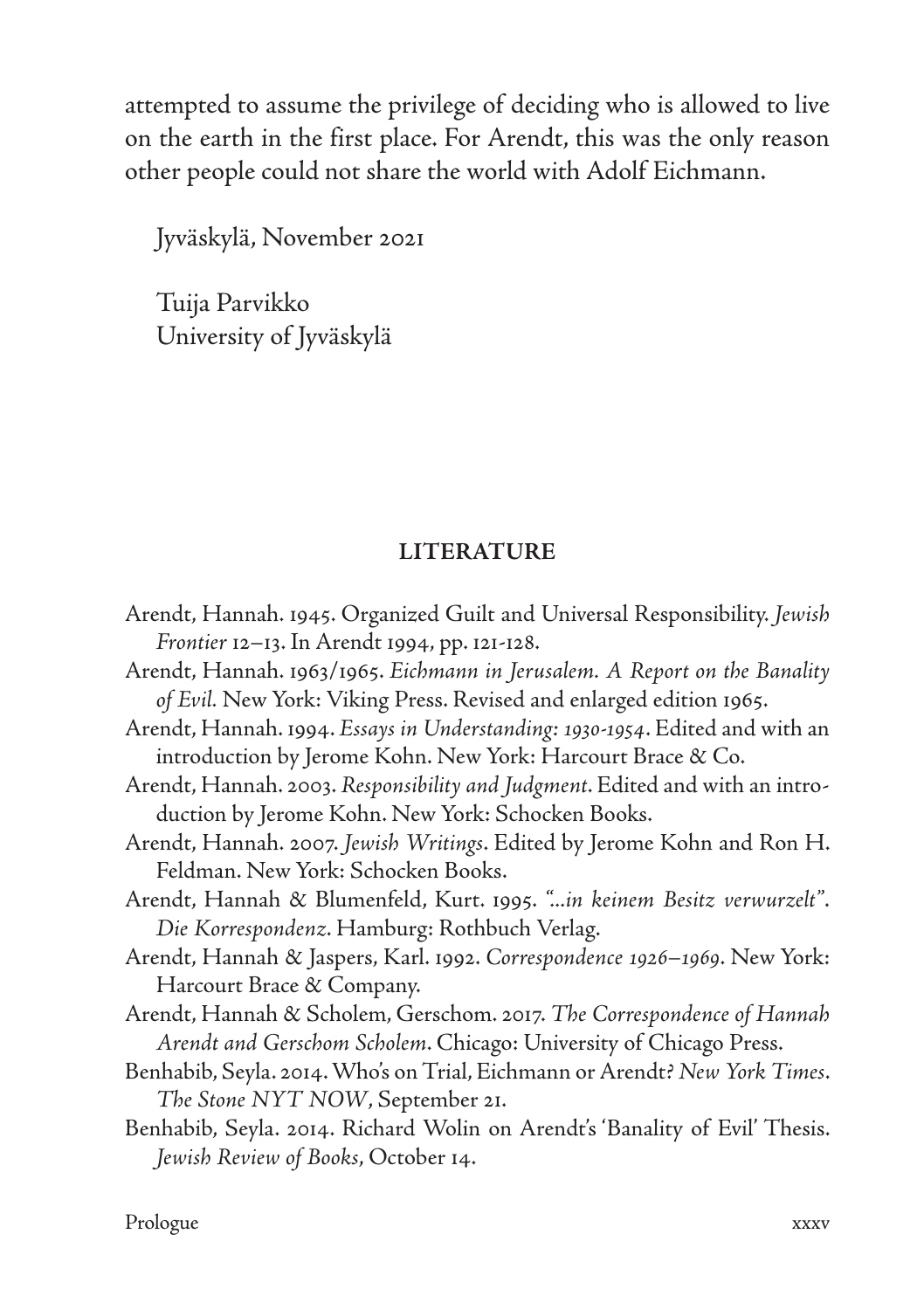attempted to assume the privilege of deciding who is allowed to live on the earth in the first place. For Arendt, this was the only reason other people could not share the world with Adolf Eichmann.

Jyväskylä, November 2021

Tuija Parvikko
University of Jyväskylä

## LITERATURE

Arendt, Hannah. 1945. Organized Guilt and Universal Responsibility. *Jewish Frontier* 12–13. In Arendt 1994, pp. 121-128.

Arendt, Hannah. 1963/1965. *Eichmann in Jerusalem. A Report on the Banality of Evil.* New York: Viking Press. Revised and enlarged edition 1965.

Arendt, Hannah. 1994. *Essays in Understanding: 1930-1954*. Edited and with an introduction by Jerome Kohn. New York: Harcourt Brace & Co.

Arendt, Hannah. 2003. *Responsibility and Judgment*. Edited and with an introduction by Jerome Kohn. New York: Schocken Books.

Arendt, Hannah. 2007. *Jewish Writings*. Edited by Jerome Kohn and Ron H. Feldman. New York: Schocken Books.

Arendt, Hannah & Blumenfeld, Kurt. 1995. *"...in keinem Besitz verwurzelt". Die Korrespondenz*. Hamburg: Rothbuch Verlag.

Arendt, Hannah & Jaspers, Karl. 1992. *Correspondence 1926–1969*. New York: Harcourt Brace & Company.

Arendt, Hannah & Scholem, Gerschom. 2017. *The Correspondence of Hannah Arendt and Gerschom Scholem*. Chicago: University of Chicago Press.

Benhabib, Seyla. 2014. Who's on Trial, Eichmann or Arendt? *New York Times. The Stone NYT NOW*, September 21.

Benhabib, Seyla. 2014. Richard Wolin on Arendt's 'Banality of Evil' Thesis. *Jewish Review of Books*, October 14.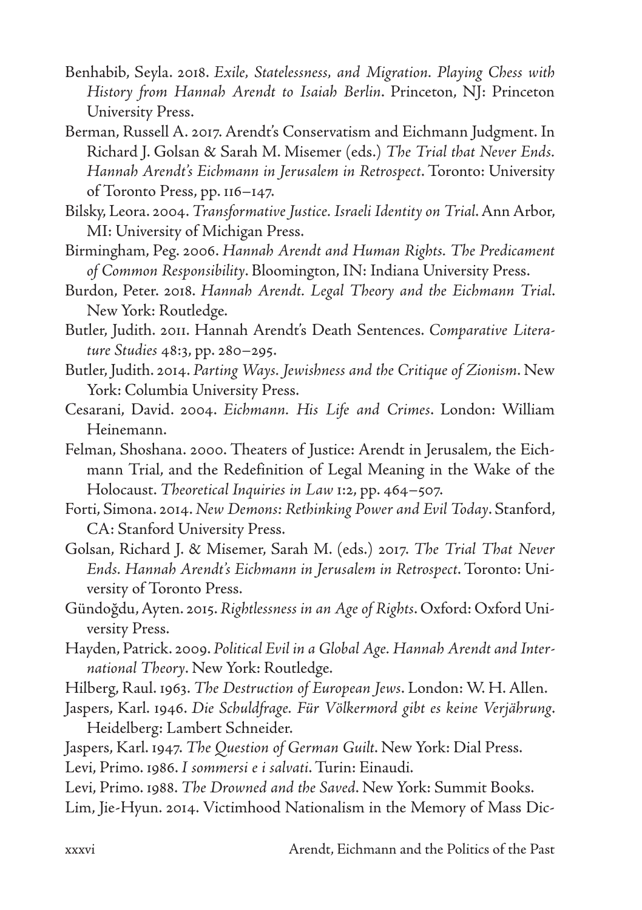Benhabib, Seyla. 2018. *Exile, Statelessness, and Migration. Playing Chess with History from Hannah Arendt to Isaiah Berlin*. Princeton, NJ: Princeton University Press.

Berman, Russell A. 2017. Arendt's Conservatism and Eichmann Judgment. In Richard J. Golsan & Sarah M. Misemer (eds.) *The Trial that Never Ends. Hannah Arendt's Eichmann in Jerusalem in Retrospect*. Toronto: University of Toronto Press, pp. 116–147.

Bilsky, Leora. 2004. *Transformative Justice. Israeli Identity on Trial*. Ann Arbor, MI: University of Michigan Press.

Birmingham, Peg. 2006. *Hannah Arendt and Human Rights. The Predicament of Common Responsibility*. Bloomington, IN: Indiana University Press.

Burdon, Peter. 2018. *Hannah Arendt. Legal Theory and the Eichmann Trial*. New York: Routledge.

Butler, Judith. 2011. Hannah Arendt's Death Sentences. *Comparative Literature Studies* 48:3, pp. 280–295.

Butler, Judith. 2014. *Parting Ways. Jewishness and the Critique of Zionism*. New York: Columbia University Press.

Cesarani, David. 2004. *Eichmann. His Life and Crimes*. London: William Heinemann.

Felman, Shoshana. 2000. Theaters of Justice: Arendt in Jerusalem, the Eichmann Trial, and the Redefinition of Legal Meaning in the Wake of the Holocaust. *Theoretical Inquiries in Law* 1:2, pp. 464–507.

Forti, Simona. 2014. *New Demons: Rethinking Power and Evil Today*. Stanford, CA: Stanford University Press.

Golsan, Richard J. & Misemer, Sarah M. (eds.) 2017. *The Trial That Never Ends. Hannah Arendt's Eichmann in Jerusalem in Retrospect*. Toronto: University of Toronto Press.

Gündoğdu, Ayten. 2015. *Rightlessness in an Age of Rights*. Oxford: Oxford University Press.

Hayden, Patrick. 2009. *Political Evil in a Global Age. Hannah Arendt and International Theory*. New York: Routledge.

Hilberg, Raul. 1963. *The Destruction of European Jews*. London: W. H. Allen.

Jaspers, Karl. 1946. *Die Schuldfrage. Für Völkermord gibt es keine Verjährung*. Heidelberg: Lambert Schneider.

Jaspers, Karl. 1947. *The Question of German Guilt*. New York: Dial Press.

Levi, Primo. 1986. *I sommersi e i salvati*. Turin: Einaudi.

Levi, Primo. 1988. *The Drowned and the Saved*. New York: Summit Books.

Lim, Jie-Hyun. 2014. Victimhood Nationalism in the Memory of Mass Dic-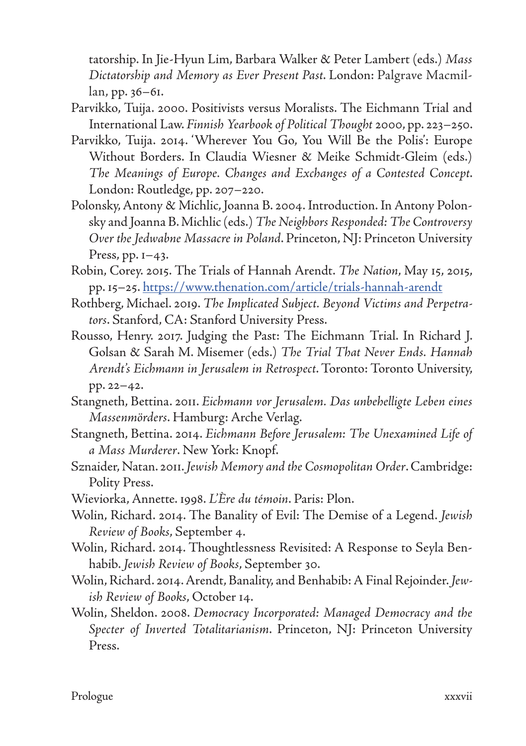tatorship. In Jie-Hyun Lim, Barbara Walker & Peter Lambert (eds.) *Mass Dictatorship and Memory as Ever Present Past*. London: Palgrave Macmillan, pp. 36–61.

Parvikko, Tuija. 2000. Positivists versus Moralists. The Eichmann Trial and International Law. *Finnish Yearbook of Political Thought* 2000, pp. 223–250.

Parvikko, Tuija. 2014. 'Wherever You Go, You Will Be the Polis': Europe Without Borders. In Claudia Wiesner & Meike Schmidt-Gleim (eds.) *The Meanings of Europe. Changes and Exchanges of a Contested Concept*. London: Routledge, pp. 207–220.

Polonsky, Antony & Michlic, Joanna B. 2004. Introduction. In Antony Polonsky and Joanna B. Michlic (eds.) *The Neighbors Responded: The Controversy Over the Jedwabne Massacre in Poland*. Princeton, NJ: Princeton University Press, pp. 1–43.

Robin, Corey. 2015. The Trials of Hannah Arendt. *The Nation*, May 15, 2015, pp. 15–25. https://www.thenation.com/article/trials-hannah-arendt

Rothberg, Michael. 2019. *The Implicated Subject. Beyond Victims and Perpetrators*. Stanford, CA: Stanford University Press.

Rousso, Henry. 2017. Judging the Past: The Eichmann Trial. In Richard J. Golsan & Sarah M. Misemer (eds.) *The Trial That Never Ends. Hannah Arendt's Eichmann in Jerusalem in Retrospect*. Toronto: Toronto University, pp. 22–42.

Stangneth, Bettina. 2011. *Eichmann vor Jerusalem. Das unbehelligte Leben eines Massenmörders*. Hamburg: Arche Verlag.

Stangneth, Bettina. 2014. *Eichmann Before Jerusalem: The Unexamined Life of a Mass Murderer*. New York: Knopf.

Sznaider, Natan. 2011. *Jewish Memory and the Cosmopolitan Order*. Cambridge: Polity Press.

Wieviorka, Annette. 1998. *L'Ère du témoin*. Paris: Plon.

Wolin, Richard. 2014. The Banality of Evil: The Demise of a Legend. *Jewish Review of Books*, September 4.

Wolin, Richard. 2014. Thoughtlessness Revisited: A Response to Seyla Benhabib. *Jewish Review of Books*, September 30.

Wolin, Richard. 2014. Arendt, Banality, and Benhabib: A Final Rejoinder. *Jewish Review of Books*, October 14.

Wolin, Sheldon. 2008. *Democracy Incorporated: Managed Democracy and the Specter of Inverted Totalitarianism*. Princeton, NJ: Princeton University Press.